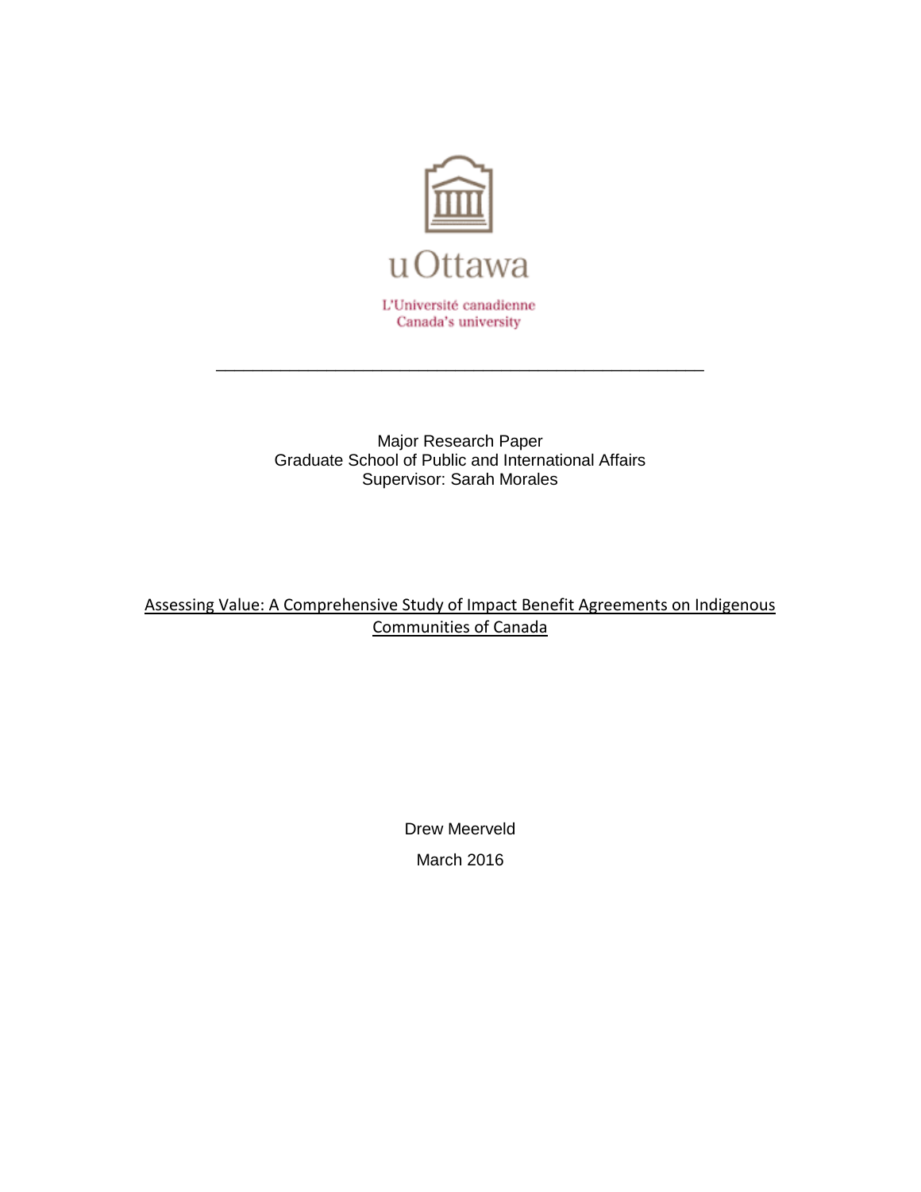uOttawa

L'Université canadienne
Canada's university

---

Major Research Paper
Graduate School of Public and International Affairs
Supervisor: Sarah Morales

# Assessing Value: A Comprehensive Study of Impact Benefit Agreements on Indigenous Communities of Canada

Drew Meerveld

March 2016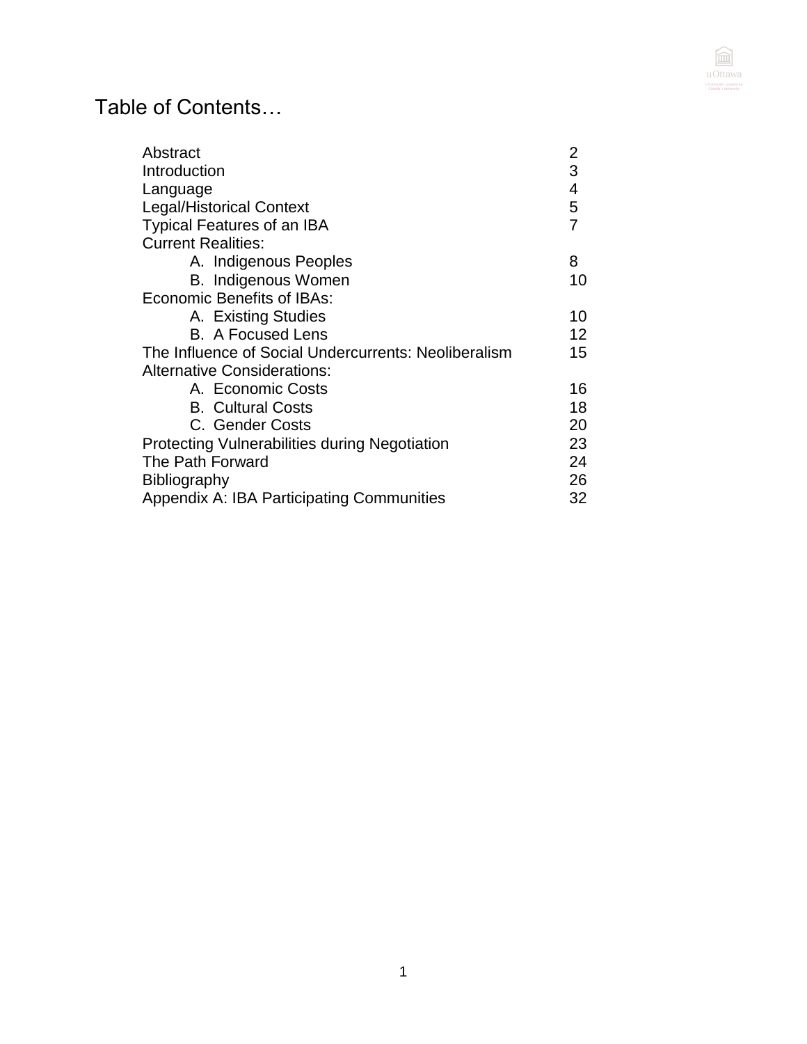# Table of Contents…

| | |
|---|---|
| Abstract | 2 |
| Introduction | 3 |
| Language | 4 |
| Legal/Historical Context | 5 |
| Typical Features of an IBA | 7 |
| Current Realities: | |
| A. Indigenous Peoples | 8 |
| B. Indigenous Women | 10 |
| Economic Benefits of IBAs: | |
| A. Existing Studies | 10 |
| B. A Focused Lens | 12 |
| The Influence of Social Undercurrents: Neoliberalism | 15 |
| Alternative Considerations: | |
| A. Economic Costs | 16 |
| B. Cultural Costs | 18 |
| C. Gender Costs | 20 |
| Protecting Vulnerabilities during Negotiation | 23 |
| The Path Forward | 24 |
| Bibliography | 26 |
| Appendix A: IBA Participating Communities | 32 |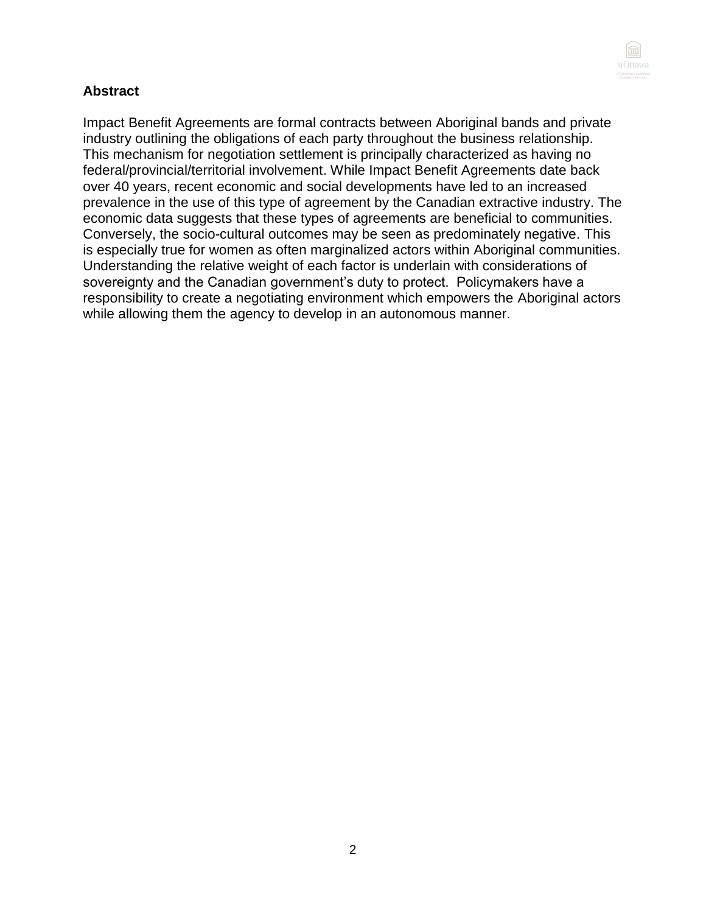## Abstract

Impact Benefit Agreements are formal contracts between Aboriginal bands and private industry outlining the obligations of each party throughout the business relationship. This mechanism for negotiation settlement is principally characterized as having no federal/provincial/territorial involvement. While Impact Benefit Agreements date back over 40 years, recent economic and social developments have led to an increased prevalence in the use of this type of agreement by the Canadian extractive industry. The economic data suggests that these types of agreements are beneficial to communities. Conversely, the socio-cultural outcomes may be seen as predominately negative. This is especially true for women as often marginalized actors within Aboriginal communities. Understanding the relative weight of each factor is underlain with considerations of sovereignty and the Canadian government's duty to protect. Policymakers have a responsibility to create a negotiating environment which empowers the Aboriginal actors while allowing them the agency to develop in an autonomous manner.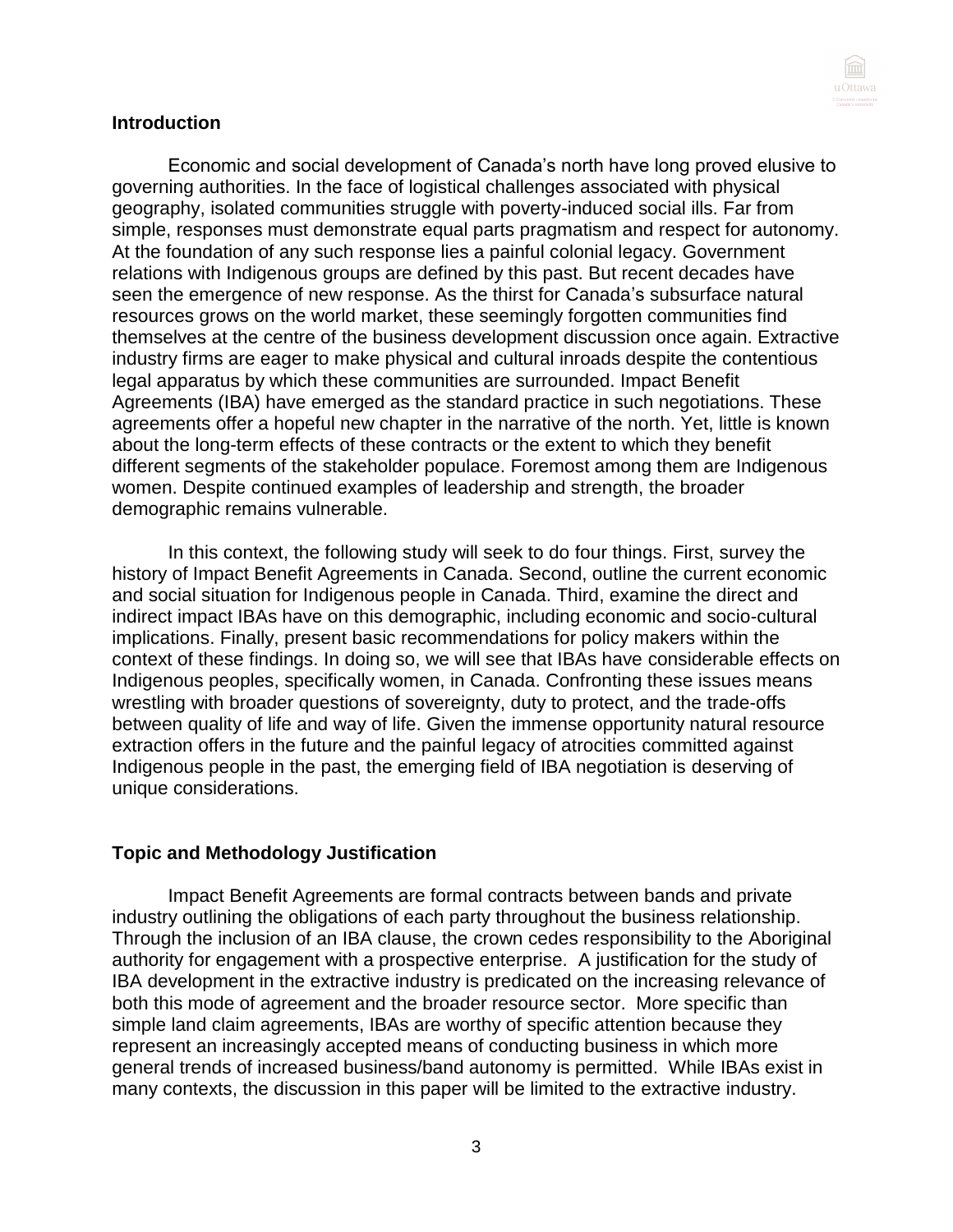## Introduction

Economic and social development of Canada's north have long proved elusive to governing authorities. In the face of logistical challenges associated with physical geography, isolated communities struggle with poverty-induced social ills. Far from simple, responses must demonstrate equal parts pragmatism and respect for autonomy. At the foundation of any such response lies a painful colonial legacy. Government relations with Indigenous groups are defined by this past. But recent decades have seen the emergence of new response. As the thirst for Canada's subsurface natural resources grows on the world market, these seemingly forgotten communities find themselves at the centre of the business development discussion once again. Extractive industry firms are eager to make physical and cultural inroads despite the contentious legal apparatus by which these communities are surrounded. Impact Benefit Agreements (IBA) have emerged as the standard practice in such negotiations. These agreements offer a hopeful new chapter in the narrative of the north. Yet, little is known about the long-term effects of these contracts or the extent to which they benefit different segments of the stakeholder populace. Foremost among them are Indigenous women. Despite continued examples of leadership and strength, the broader demographic remains vulnerable.

In this context, the following study will seek to do four things. First, survey the history of Impact Benefit Agreements in Canada. Second, outline the current economic and social situation for Indigenous people in Canada. Third, examine the direct and indirect impact IBAs have on this demographic, including economic and socio-cultural implications. Finally, present basic recommendations for policy makers within the context of these findings. In doing so, we will see that IBAs have considerable effects on Indigenous peoples, specifically women, in Canada. Confronting these issues means wrestling with broader questions of sovereignty, duty to protect, and the trade-offs between quality of life and way of life. Given the immense opportunity natural resource extraction offers in the future and the painful legacy of atrocities committed against Indigenous people in the past, the emerging field of IBA negotiation is deserving of unique considerations.

## Topic and Methodology Justification

Impact Benefit Agreements are formal contracts between bands and private industry outlining the obligations of each party throughout the business relationship. Through the inclusion of an IBA clause, the crown cedes responsibility to the Aboriginal authority for engagement with a prospective enterprise. A justification for the study of IBA development in the extractive industry is predicated on the increasing relevance of both this mode of agreement and the broader resource sector. More specific than simple land claim agreements, IBAs are worthy of specific attention because they represent an increasingly accepted means of conducting business in which more general trends of increased business/band autonomy is permitted. While IBAs exist in many contexts, the discussion in this paper will be limited to the extractive industry.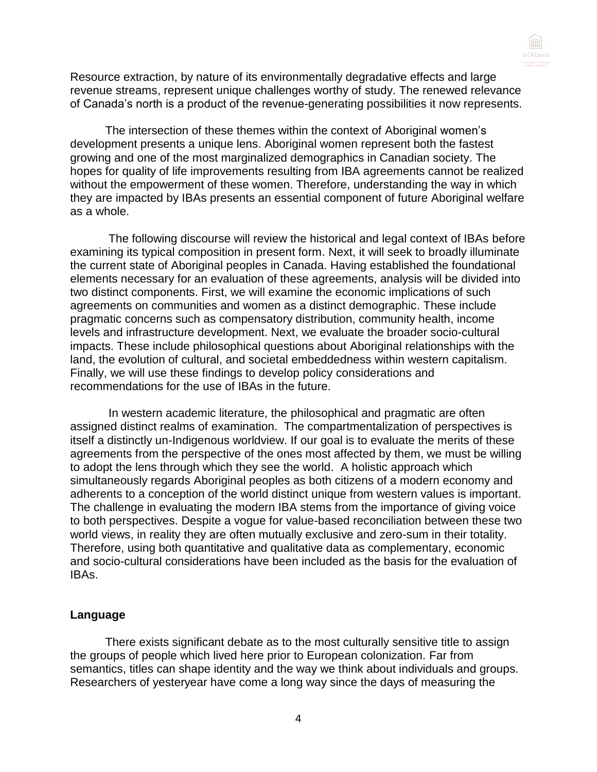Resource extraction, by nature of its environmentally degradative effects and large revenue streams, represent unique challenges worthy of study. The renewed relevance of Canada's north is a product of the revenue-generating possibilities it now represents.

The intersection of these themes within the context of Aboriginal women's development presents a unique lens. Aboriginal women represent both the fastest growing and one of the most marginalized demographics in Canadian society. The hopes for quality of life improvements resulting from IBA agreements cannot be realized without the empowerment of these women. Therefore, understanding the way in which they are impacted by IBAs presents an essential component of future Aboriginal welfare as a whole.

The following discourse will review the historical and legal context of IBAs before examining its typical composition in present form. Next, it will seek to broadly illuminate the current state of Aboriginal peoples in Canada. Having established the foundational elements necessary for an evaluation of these agreements, analysis will be divided into two distinct components. First, we will examine the economic implications of such agreements on communities and women as a distinct demographic. These include pragmatic concerns such as compensatory distribution, community health, income levels and infrastructure development. Next, we evaluate the broader socio-cultural impacts. These include philosophical questions about Aboriginal relationships with the land, the evolution of cultural, and societal embeddedness within western capitalism. Finally, we will use these findings to develop policy considerations and recommendations for the use of IBAs in the future.

In western academic literature, the philosophical and pragmatic are often assigned distinct realms of examination. The compartmentalization of perspectives is itself a distinctly un-Indigenous worldview. If our goal is to evaluate the merits of these agreements from the perspective of the ones most affected by them, we must be willing to adopt the lens through which they see the world. A holistic approach which simultaneously regards Aboriginal peoples as both citizens of a modern economy and adherents to a conception of the world distinct unique from western values is important. The challenge in evaluating the modern IBA stems from the importance of giving voice to both perspectives. Despite a vogue for value-based reconciliation between these two world views, in reality they are often mutually exclusive and zero-sum in their totality. Therefore, using both quantitative and qualitative data as complementary, economic and socio-cultural considerations have been included as the basis for the evaluation of IBAs.

**Language**

There exists significant debate as to the most culturally sensitive title to assign the groups of people which lived here prior to European colonization. Far from semantics, titles can shape identity and the way we think about individuals and groups. Researchers of yesteryear have come a long way since the days of measuring the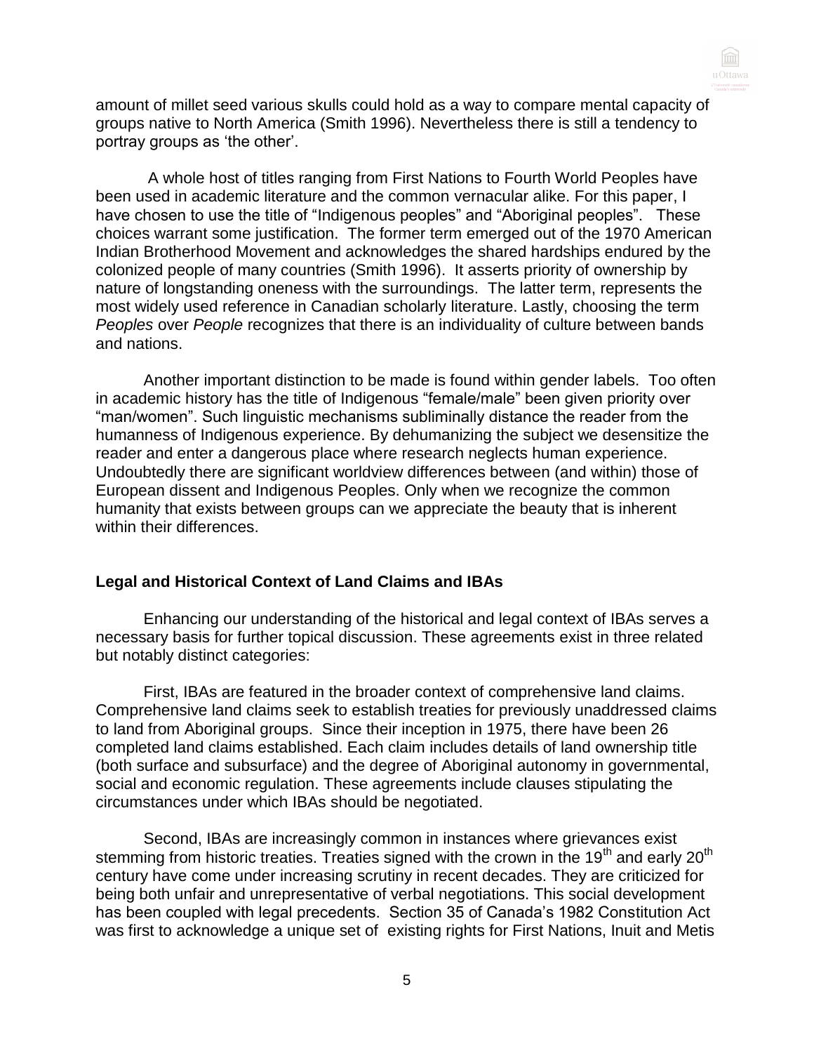amount of millet seed various skulls could hold as a way to compare mental capacity of groups native to North America (Smith 1996). Nevertheless there is still a tendency to portray groups as 'the other'.

A whole host of titles ranging from First Nations to Fourth World Peoples have been used in academic literature and the common vernacular alike. For this paper, I have chosen to use the title of "Indigenous peoples" and "Aboriginal peoples". These choices warrant some justification. The former term emerged out of the 1970 American Indian Brotherhood Movement and acknowledges the shared hardships endured by the colonized people of many countries (Smith 1996). It asserts priority of ownership by nature of longstanding oneness with the surroundings. The latter term, represents the most widely used reference in Canadian scholarly literature. Lastly, choosing the term *Peoples* over *People* recognizes that there is an individuality of culture between bands and nations.

Another important distinction to be made is found within gender labels. Too often in academic history has the title of Indigenous "female/male" been given priority over "man/women". Such linguistic mechanisms subliminally distance the reader from the humanness of Indigenous experience. By dehumanizing the subject we desensitize the reader and enter a dangerous place where research neglects human experience. Undoubtedly there are significant worldview differences between (and within) those of European dissent and Indigenous Peoples. Only when we recognize the common humanity that exists between groups can we appreciate the beauty that is inherent within their differences.

## Legal and Historical Context of Land Claims and IBAs

Enhancing our understanding of the historical and legal context of IBAs serves a necessary basis for further topical discussion. These agreements exist in three related but notably distinct categories:

First, IBAs are featured in the broader context of comprehensive land claims. Comprehensive land claims seek to establish treaties for previously unaddressed claims to land from Aboriginal groups. Since their inception in 1975, there have been 26 completed land claims established. Each claim includes details of land ownership title (both surface and subsurface) and the degree of Aboriginal autonomy in governmental, social and economic regulation. These agreements include clauses stipulating the circumstances under which IBAs should be negotiated.

Second, IBAs are increasingly common in instances where grievances exist stemming from historic treaties. Treaties signed with the crown in the 19th and early 20th century have come under increasing scrutiny in recent decades. They are criticized for being both unfair and unrepresentative of verbal negotiations. This social development has been coupled with legal precedents. Section 35 of Canada's 1982 Constitution Act was first to acknowledge a unique set of existing rights for First Nations, Inuit and Metis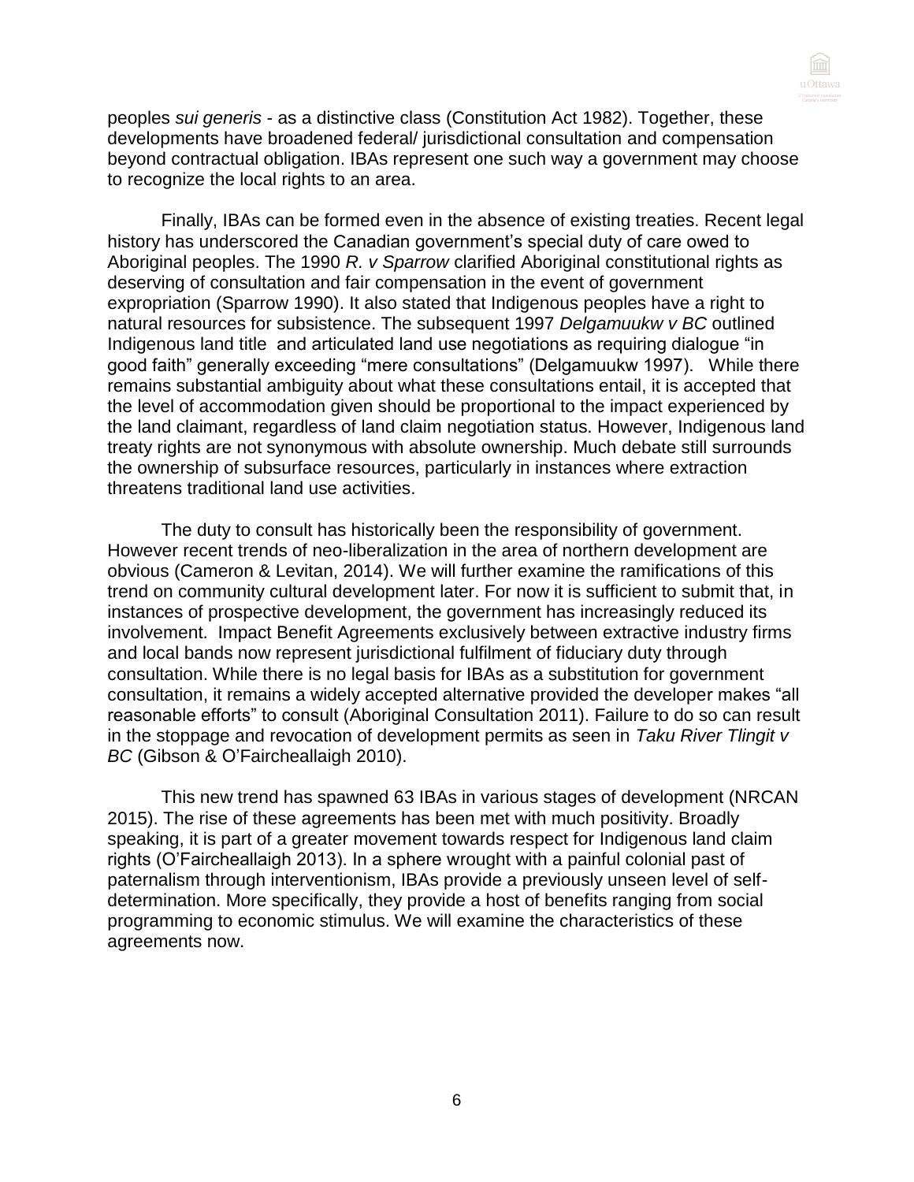peoples *sui generis* - as a distinctive class (Constitution Act 1982). Together, these developments have broadened federal/ jurisdictional consultation and compensation beyond contractual obligation. IBAs represent one such way a government may choose to recognize the local rights to an area.

Finally, IBAs can be formed even in the absence of existing treaties. Recent legal history has underscored the Canadian government's special duty of care owed to Aboriginal peoples. The 1990 *R. v Sparrow* clarified Aboriginal constitutional rights as deserving of consultation and fair compensation in the event of government expropriation (Sparrow 1990). It also stated that Indigenous peoples have a right to natural resources for subsistence. The subsequent 1997 *Delgamuukw v BC* outlined Indigenous land title and articulated land use negotiations as requiring dialogue "in good faith" generally exceeding "mere consultations" (Delgamuukw 1997). While there remains substantial ambiguity about what these consultations entail, it is accepted that the level of accommodation given should be proportional to the impact experienced by the land claimant, regardless of land claim negotiation status. However, Indigenous land treaty rights are not synonymous with absolute ownership. Much debate still surrounds the ownership of subsurface resources, particularly in instances where extraction threatens traditional land use activities.

The duty to consult has historically been the responsibility of government. However recent trends of neo-liberalization in the area of northern development are obvious (Cameron & Levitan, 2014). We will further examine the ramifications of this trend on community cultural development later. For now it is sufficient to submit that, in instances of prospective development, the government has increasingly reduced its involvement. Impact Benefit Agreements exclusively between extractive industry firms and local bands now represent jurisdictional fulfilment of fiduciary duty through consultation. While there is no legal basis for IBAs as a substitution for government consultation, it remains a widely accepted alternative provided the developer makes "all reasonable efforts" to consult (Aboriginal Consultation 2011). Failure to do so can result in the stoppage and revocation of development permits as seen in *Taku River Tlingit v BC* (Gibson & O'Faircheallaigh 2010).

This new trend has spawned 63 IBAs in various stages of development (NRCAN 2015). The rise of these agreements has been met with much positivity. Broadly speaking, it is part of a greater movement towards respect for Indigenous land claim rights (O'Faircheallaigh 2013). In a sphere wrought with a painful colonial past of paternalism through interventionism, IBAs provide a previously unseen level of self-determination. More specifically, they provide a host of benefits ranging from social programming to economic stimulus. We will examine the characteristics of these agreements now.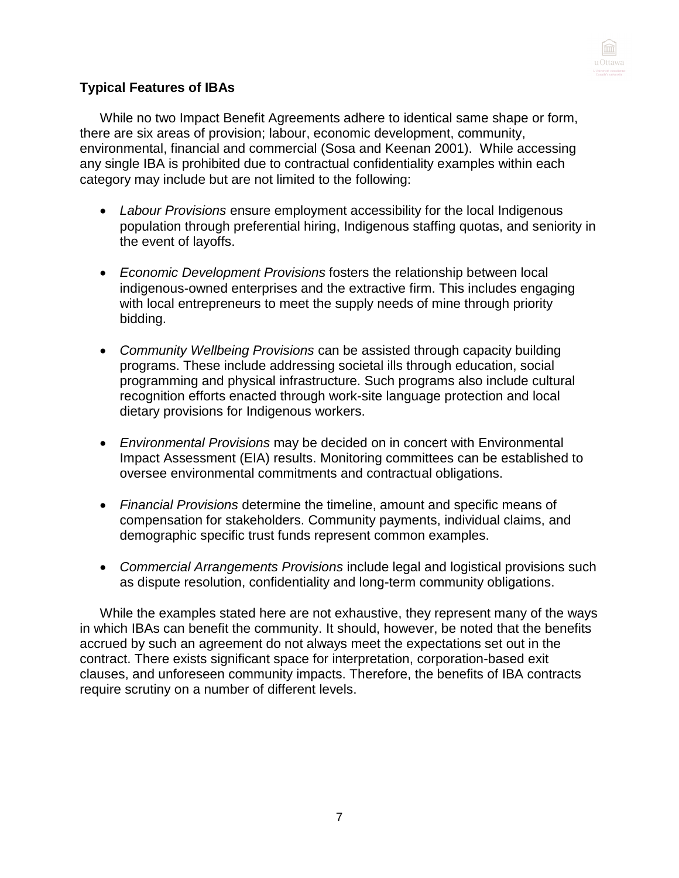**Typical Features of IBAs**

While no two Impact Benefit Agreements adhere to identical same shape or form, there are six areas of provision; labour, economic development, community, environmental, financial and commercial (Sosa and Keenan 2001). While accessing any single IBA is prohibited due to contractual confidentiality examples within each category may include but are not limited to the following:

- *Labour Provisions* ensure employment accessibility for the local Indigenous population through preferential hiring, Indigenous staffing quotas, and seniority in the event of layoffs.

- *Economic Development Provisions* fosters the relationship between local indigenous-owned enterprises and the extractive firm. This includes engaging with local entrepreneurs to meet the supply needs of mine through priority bidding.

- *Community Wellbeing Provisions* can be assisted through capacity building programs. These include addressing societal ills through education, social programming and physical infrastructure. Such programs also include cultural recognition efforts enacted through work-site language protection and local dietary provisions for Indigenous workers.

- *Environmental Provisions* may be decided on in concert with Environmental Impact Assessment (EIA) results. Monitoring committees can be established to oversee environmental commitments and contractual obligations.

- *Financial Provisions* determine the timeline, amount and specific means of compensation for stakeholders. Community payments, individual claims, and demographic specific trust funds represent common examples.

- *Commercial Arrangements Provisions* include legal and logistical provisions such as dispute resolution, confidentiality and long-term community obligations.

While the examples stated here are not exhaustive, they represent many of the ways in which IBAs can benefit the community. It should, however, be noted that the benefits accrued by such an agreement do not always meet the expectations set out in the contract. There exists significant space for interpretation, corporation-based exit clauses, and unforeseen community impacts. Therefore, the benefits of IBA contracts require scrutiny on a number of different levels.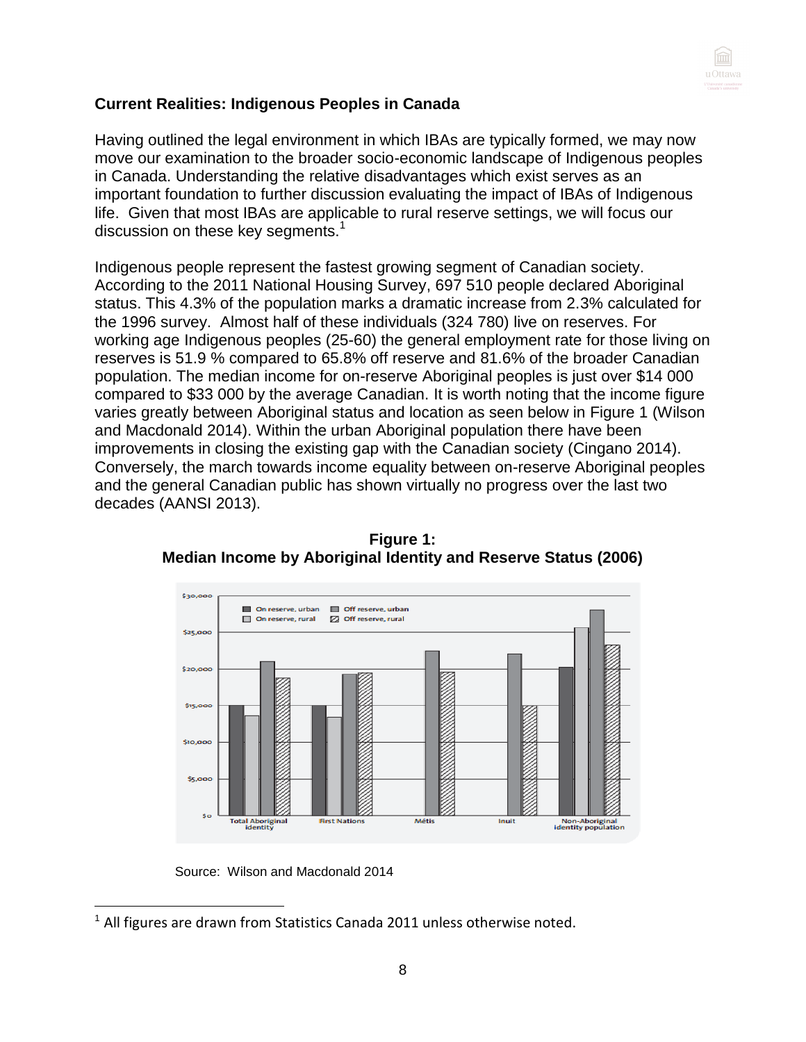### Current Realities: Indigenous Peoples in Canada

Having outlined the legal environment in which IBAs are typically formed, we may now move our examination to the broader socio-economic landscape of Indigenous peoples in Canada. Understanding the relative disadvantages which exist serves as an important foundation to further discussion evaluating the impact of IBAs of Indigenous life. Given that most IBAs are applicable to rural reserve settings, we will focus our discussion on these key segments.[1]

Indigenous people represent the fastest growing segment of Canadian society. According to the 2011 National Housing Survey, 697 510 people declared Aboriginal status. This 4.3% of the population marks a dramatic increase from 2.3% calculated for the 1996 survey. Almost half of these individuals (324 780) live on reserves. For working age Indigenous peoples (25-60) the general employment rate for those living on reserves is 51.9 % compared to 65.8% off reserve and 81.6% of the broader Canadian population. The median income for on-reserve Aboriginal peoples is just over $14 000 compared to $33 000 by the average Canadian. It is worth noting that the income figure varies greatly between Aboriginal status and location as seen below in Figure 1 (Wilson and Macdonald 2014). Within the urban Aboriginal population there have been improvements in closing the existing gap with the Canadian society (Cingano 2014). Conversely, the march towards income equality between on-reserve Aboriginal peoples and the general Canadian public has shown virtually no progress over the last two decades (AANSI 2013).

**Figure 1:**
**Median Income by Aboriginal Identity and Reserve Status (2006)**

Source: Wilson and Macdonald 2014

---

[1] All figures are drawn from Statistics Canada 2011 unless otherwise noted.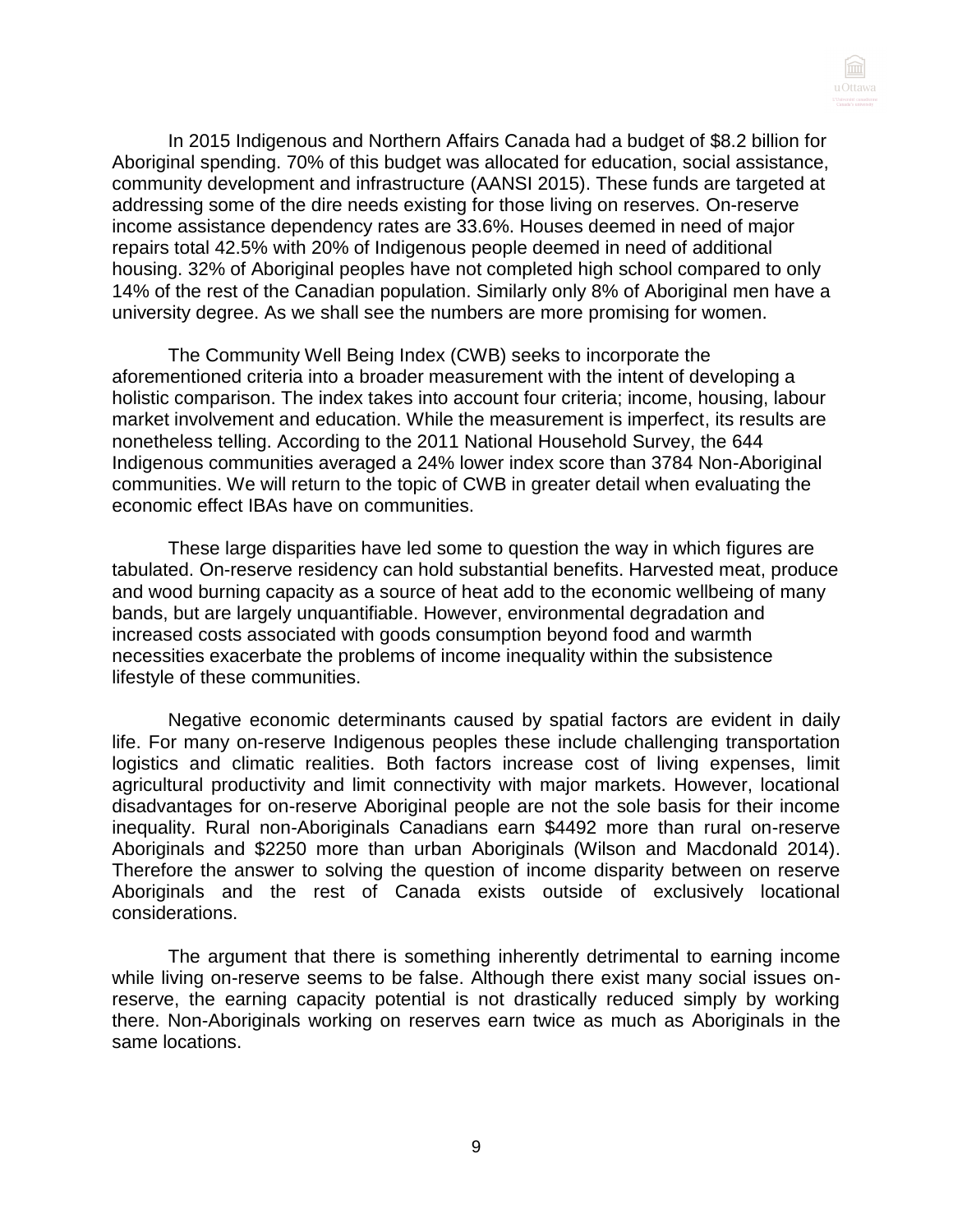In 2015 Indigenous and Northern Affairs Canada had a budget of $8.2 billion for Aboriginal spending. 70% of this budget was allocated for education, social assistance, community development and infrastructure (AANSI 2015). These funds are targeted at addressing some of the dire needs existing for those living on reserves. On-reserve income assistance dependency rates are 33.6%. Houses deemed in need of major repairs total 42.5% with 20% of Indigenous people deemed in need of additional housing. 32% of Aboriginal peoples have not completed high school compared to only 14% of the rest of the Canadian population. Similarly only 8% of Aboriginal men have a university degree. As we shall see the numbers are more promising for women.

The Community Well Being Index (CWB) seeks to incorporate the aforementioned criteria into a broader measurement with the intent of developing a holistic comparison. The index takes into account four criteria; income, housing, labour market involvement and education. While the measurement is imperfect, its results are nonetheless telling. According to the 2011 National Household Survey, the 644 Indigenous communities averaged a 24% lower index score than 3784 Non-Aboriginal communities. We will return to the topic of CWB in greater detail when evaluating the economic effect IBAs have on communities.

These large disparities have led some to question the way in which figures are tabulated. On-reserve residency can hold substantial benefits. Harvested meat, produce and wood burning capacity as a source of heat add to the economic wellbeing of many bands, but are largely unquantifiable. However, environmental degradation and increased costs associated with goods consumption beyond food and warmth necessities exacerbate the problems of income inequality within the subsistence lifestyle of these communities.

Negative economic determinants caused by spatial factors are evident in daily life. For many on-reserve Indigenous peoples these include challenging transportation logistics and climatic realities. Both factors increase cost of living expenses, limit agricultural productivity and limit connectivity with major markets. However, locational disadvantages for on-reserve Aboriginal people are not the sole basis for their income inequality. Rural non-Aboriginals Canadians earn $4492 more than rural on-reserve Aboriginals and $2250 more than urban Aboriginals (Wilson and Macdonald 2014). Therefore the answer to solving the question of income disparity between on reserve Aboriginals and the rest of Canada exists outside of exclusively locational considerations.

The argument that there is something inherently detrimental to earning income while living on-reserve seems to be false. Although there exist many social issues on-reserve, the earning capacity potential is not drastically reduced simply by working there. Non-Aboriginals working on reserves earn twice as much as Aboriginals in the same locations.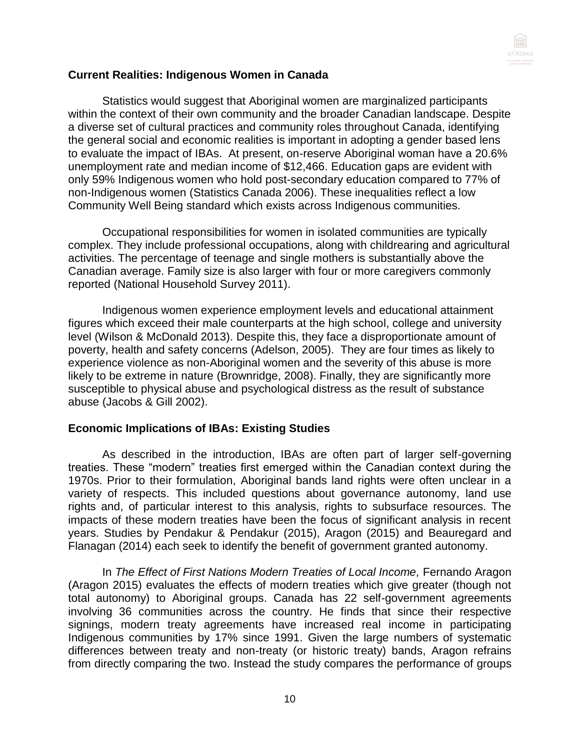## Current Realities: Indigenous Women in Canada

Statistics would suggest that Aboriginal women are marginalized participants within the context of their own community and the broader Canadian landscape. Despite a diverse set of cultural practices and community roles throughout Canada, identifying the general social and economic realities is important in adopting a gender based lens to evaluate the impact of IBAs. At present, on-reserve Aboriginal woman have a 20.6% unemployment rate and median income of $12,466. Education gaps are evident with only 59% Indigenous women who hold post-secondary education compared to 77% of non-Indigenous women (Statistics Canada 2006). These inequalities reflect a low Community Well Being standard which exists across Indigenous communities.

Occupational responsibilities for women in isolated communities are typically complex. They include professional occupations, along with childrearing and agricultural activities. The percentage of teenage and single mothers is substantially above the Canadian average. Family size is also larger with four or more caregivers commonly reported (National Household Survey 2011).

Indigenous women experience employment levels and educational attainment figures which exceed their male counterparts at the high school, college and university level (Wilson & McDonald 2013). Despite this, they face a disproportionate amount of poverty, health and safety concerns (Adelson, 2005). They are four times as likely to experience violence as non-Aboriginal women and the severity of this abuse is more likely to be extreme in nature (Brownridge, 2008). Finally, they are significantly more susceptible to physical abuse and psychological distress as the result of substance abuse (Jacobs & Gill 2002).

## Economic Implications of IBAs: Existing Studies

As described in the introduction, IBAs are often part of larger self-governing treaties. These "modern" treaties first emerged within the Canadian context during the 1970s. Prior to their formulation, Aboriginal bands land rights were often unclear in a variety of respects. This included questions about governance autonomy, land use rights and, of particular interest to this analysis, rights to subsurface resources. The impacts of these modern treaties have been the focus of significant analysis in recent years. Studies by Pendakur & Pendakur (2015), Aragon (2015) and Beauregard and Flanagan (2014) each seek to identify the benefit of government granted autonomy.

In *The Effect of First Nations Modern Treaties of Local Income,* Fernando Aragon (Aragon 2015) evaluates the effects of modern treaties which give greater (though not total autonomy) to Aboriginal groups. Canada has 22 self-government agreements involving 36 communities across the country. He finds that since their respective signings, modern treaty agreements have increased real income in participating Indigenous communities by 17% since 1991. Given the large numbers of systematic differences between treaty and non-treaty (or historic treaty) bands, Aragon refrains from directly comparing the two. Instead the study compares the performance of groups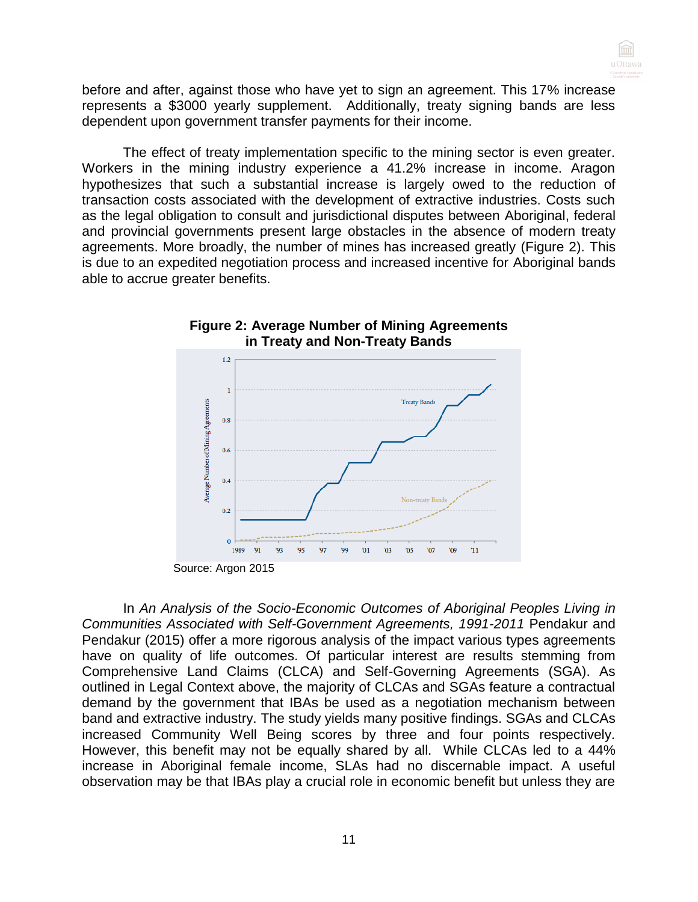before and after, against those who have yet to sign an agreement. This 17% increase represents a $3000 yearly supplement. Additionally, treaty signing bands are less dependent upon government transfer payments for their income.

The effect of treaty implementation specific to the mining sector is even greater. Workers in the mining industry experience a 41.2% increase in income. Aragon hypothesizes that such a substantial increase is largely owed to the reduction of transaction costs associated with the development of extractive industries. Costs such as the legal obligation to consult and jurisdictional disputes between Aboriginal, federal and provincial governments present large obstacles in the absence of modern treaty agreements. More broadly, the number of mines has increased greatly (Figure 2). This is due to an expedited negotiation process and increased incentive for Aboriginal bands able to accrue greater benefits.

**Figure 2: Average Number of Mining Agreements in Treaty and Non-Treaty Bands**

Source: Argon 2015

In *An Analysis of the Socio-Economic Outcomes of Aboriginal Peoples Living in Communities Associated with Self-Government Agreements, 1991-2011* Pendakur and Pendakur (2015) offer a more rigorous analysis of the impact various types agreements have on quality of life outcomes. Of particular interest are results stemming from Comprehensive Land Claims (CLCA) and Self-Governing Agreements (SGA). As outlined in Legal Context above, the majority of CLCAs and SGAs feature a contractual demand by the government that IBAs be used as a negotiation mechanism between band and extractive industry. The study yields many positive findings. SGAs and CLCAs increased Community Well Being scores by three and four points respectively. However, this benefit may not be equally shared by all. While CLCAs led to a 44% increase in Aboriginal female income, SLAs had no discernable impact. A useful observation may be that IBAs play a crucial role in economic benefit but unless they are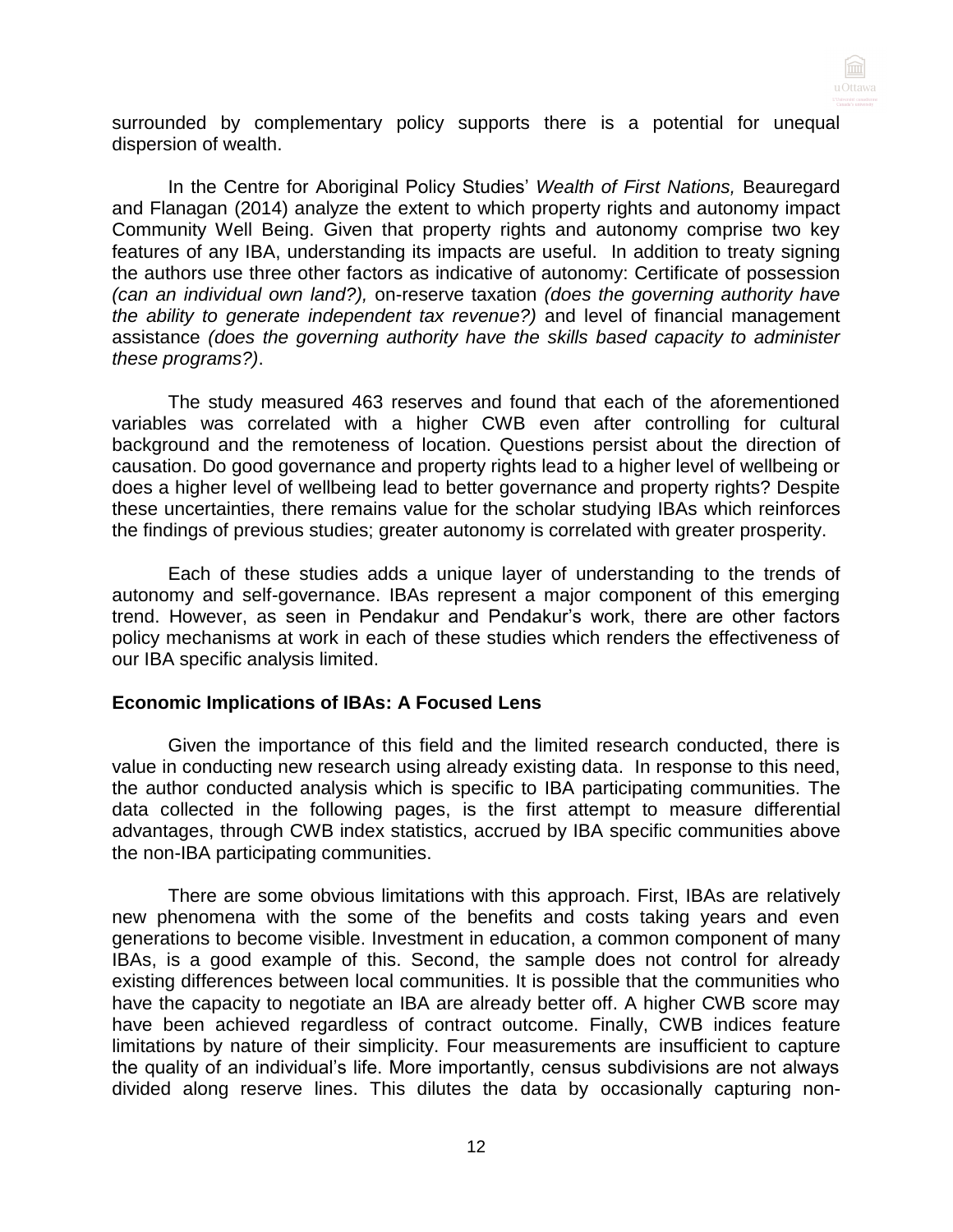surrounded by complementary policy supports there is a potential for unequal dispersion of wealth.

In the Centre for Aboriginal Policy Studies' *Wealth of First Nations,* Beauregard and Flanagan (2014) analyze the extent to which property rights and autonomy impact Community Well Being. Given that property rights and autonomy comprise two key features of any IBA, understanding its impacts are useful. In addition to treaty signing the authors use three other factors as indicative of autonomy: Certificate of possession *(can an individual own land?),* on-reserve taxation *(does the governing authority have the ability to generate independent tax revenue?)* and level of financial management assistance *(does the governing authority have the skills based capacity to administer these programs?)*.

The study measured 463 reserves and found that each of the aforementioned variables was correlated with a higher CWB even after controlling for cultural background and the remoteness of location. Questions persist about the direction of causation. Do good governance and property rights lead to a higher level of wellbeing or does a higher level of wellbeing lead to better governance and property rights? Despite these uncertainties, there remains value for the scholar studying IBAs which reinforces the findings of previous studies; greater autonomy is correlated with greater prosperity.

Each of these studies adds a unique layer of understanding to the trends of autonomy and self-governance. IBAs represent a major component of this emerging trend. However, as seen in Pendakur and Pendakur's work, there are other factors policy mechanisms at work in each of these studies which renders the effectiveness of our IBA specific analysis limited.

**Economic Implications of IBAs: A Focused Lens**

Given the importance of this field and the limited research conducted, there is value in conducting new research using already existing data. In response to this need, the author conducted analysis which is specific to IBA participating communities. The data collected in the following pages, is the first attempt to measure differential advantages, through CWB index statistics, accrued by IBA specific communities above the non-IBA participating communities.

There are some obvious limitations with this approach. First, IBAs are relatively new phenomena with the some of the benefits and costs taking years and even generations to become visible. Investment in education, a common component of many IBAs, is a good example of this. Second, the sample does not control for already existing differences between local communities. It is possible that the communities who have the capacity to negotiate an IBA are already better off. A higher CWB score may have been achieved regardless of contract outcome. Finally, CWB indices feature limitations by nature of their simplicity. Four measurements are insufficient to capture the quality of an individual's life. More importantly, census subdivisions are not always divided along reserve lines. This dilutes the data by occasionally capturing non-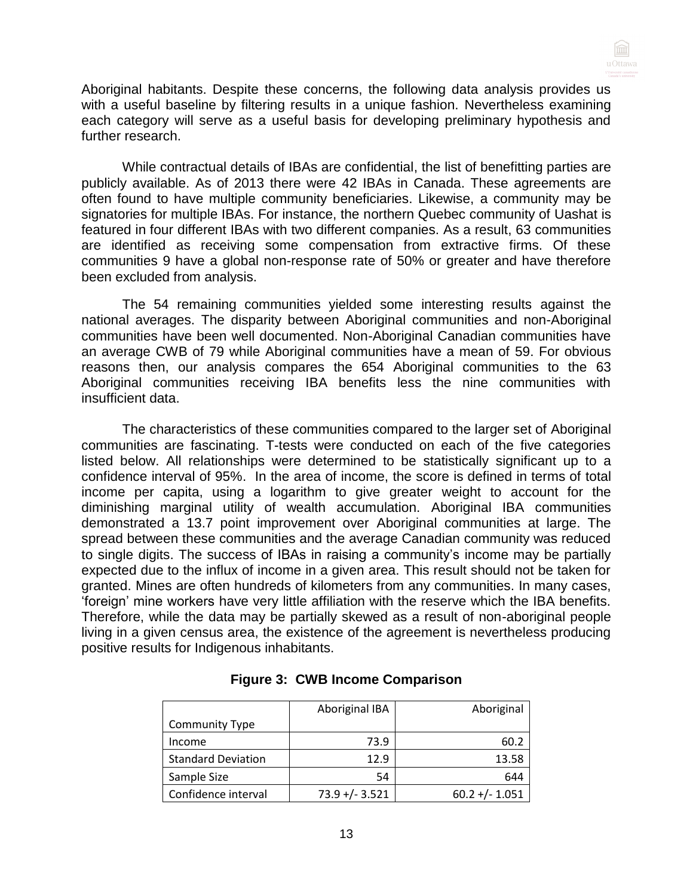Aboriginal habitants. Despite these concerns, the following data analysis provides us with a useful baseline by filtering results in a unique fashion. Nevertheless examining each category will serve as a useful basis for developing preliminary hypothesis and further research.

While contractual details of IBAs are confidential, the list of benefitting parties are publicly available. As of 2013 there were 42 IBAs in Canada. These agreements are often found to have multiple community beneficiaries. Likewise, a community may be signatories for multiple IBAs. For instance, the northern Quebec community of Uashat is featured in four different IBAs with two different companies. As a result, 63 communities are identified as receiving some compensation from extractive firms. Of these communities 9 have a global non-response rate of 50% or greater and have therefore been excluded from analysis.

The 54 remaining communities yielded some interesting results against the national averages. The disparity between Aboriginal communities and non-Aboriginal communities have been well documented. Non-Aboriginal Canadian communities have an average CWB of 79 while Aboriginal communities have a mean of 59. For obvious reasons then, our analysis compares the 654 Aboriginal communities to the 63 Aboriginal communities receiving IBA benefits less the nine communities with insufficient data.

The characteristics of these communities compared to the larger set of Aboriginal communities are fascinating. T-tests were conducted on each of the five categories listed below. All relationships were determined to be statistically significant up to a confidence interval of 95%. In the area of income, the score is defined in terms of total income per capita, using a logarithm to give greater weight to account for the diminishing marginal utility of wealth accumulation. Aboriginal IBA communities demonstrated a 13.7 point improvement over Aboriginal communities at large. The spread between these communities and the average Canadian community was reduced to single digits. The success of IBAs in raising a community's income may be partially expected due to the influx of income in a given area. This result should not be taken for granted. Mines are often hundreds of kilometers from any communities. In many cases, 'foreign' mine workers have very little affiliation with the reserve which the IBA benefits. Therefore, while the data may be partially skewed as a result of non-aboriginal people living in a given census area, the existence of the agreement is nevertheless producing positive results for Indigenous inhabitants.

**Figure 3: CWB Income Comparison**

| Community Type | Aboriginal IBA | Aboriginal |
|---|---|---|
| Income | 73.9 | 60.2 |
| Standard Deviation | 12.9 | 13.58 |
| Sample Size | 54 | 644 |
| Confidence interval | 73.9 +/- 3.521 | 60.2 +/- 1.051 |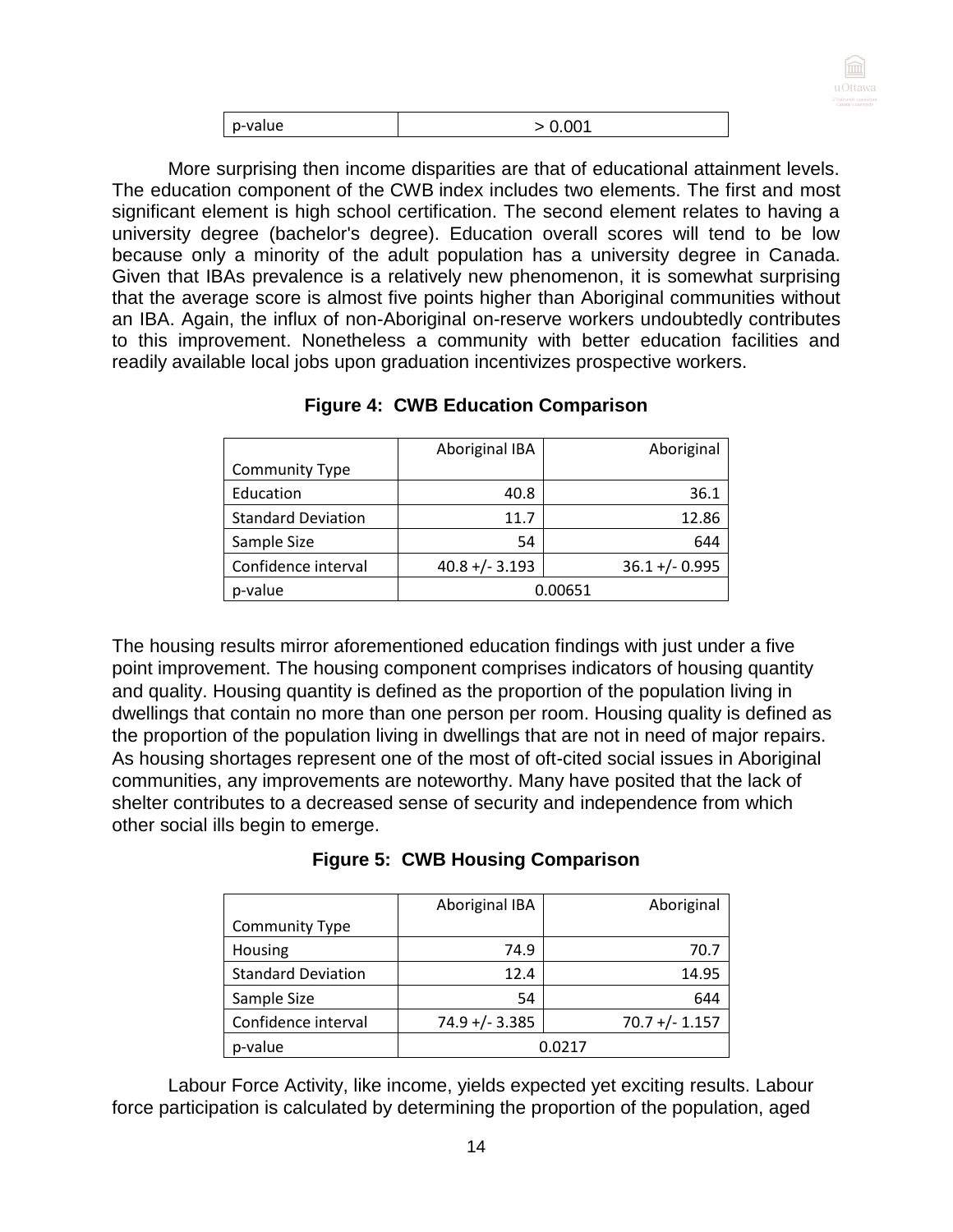| p-value | > 0.001 |
|---|---|

More surprising then income disparities are that of educational attainment levels. The education component of the CWB index includes two elements. The first and most significant element is high school certification. The second element relates to having a university degree (bachelor's degree). Education overall scores will tend to be low because only a minority of the adult population has a university degree in Canada. Given that IBAs prevalence is a relatively new phenomenon, it is somewhat surprising that the average score is almost five points higher than Aboriginal communities without an IBA. Again, the influx of non-Aboriginal on-reserve workers undoubtedly contributes to this improvement. Nonetheless a community with better education facilities and readily available local jobs upon graduation incentivizes prospective workers.

**Figure 4: CWB Education Comparison**

| Community Type | Aboriginal IBA | Aboriginal |
|---|---|---|
| Education | 40.8 | 36.1 |
| Standard Deviation | 11.7 | 12.86 |
| Sample Size | 54 | 644 |
| Confidence interval | 40.8 +/- 3.193 | 36.1 +/- 0.995 |
| p-value | 0.00651 | |

The housing results mirror aforementioned education findings with just under a five point improvement. The housing component comprises indicators of housing quantity and quality. Housing quantity is defined as the proportion of the population living in dwellings that contain no more than one person per room. Housing quality is defined as the proportion of the population living in dwellings that are not in need of major repairs. As housing shortages represent one of the most of oft-cited social issues in Aboriginal communities, any improvements are noteworthy. Many have posited that the lack of shelter contributes to a decreased sense of security and independence from which other social ills begin to emerge.

**Figure 5: CWB Housing Comparison**

| Community Type | Aboriginal IBA | Aboriginal |
|---|---|---|
| Housing | 74.9 | 70.7 |
| Standard Deviation | 12.4 | 14.95 |
| Sample Size | 54 | 644 |
| Confidence interval | 74.9 +/- 3.385 | 70.7 +/- 1.157 |
| p-value | 0.0217 | |

Labour Force Activity, like income, yields expected yet exciting results. Labour force participation is calculated by determining the proportion of the population, aged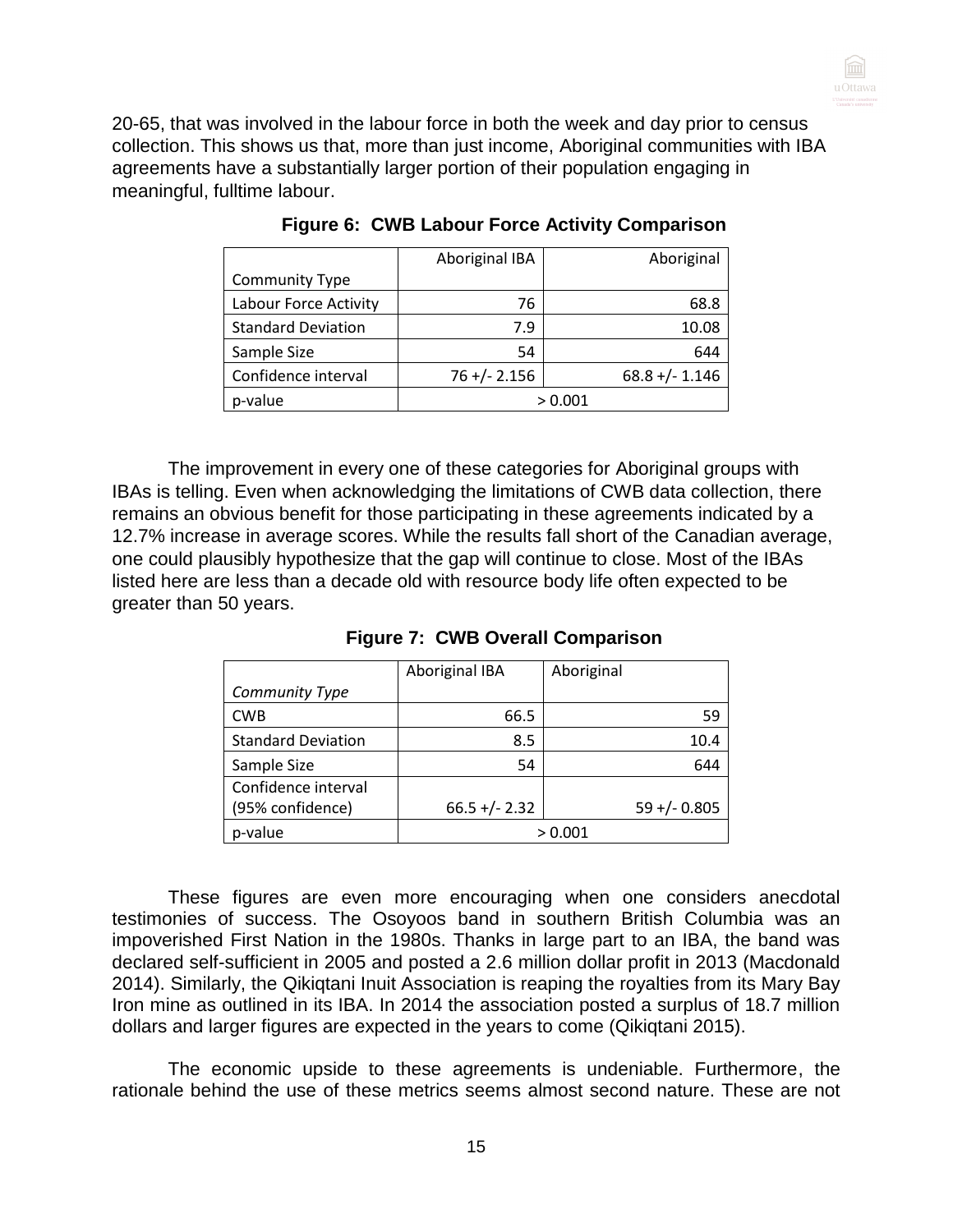20-65, that was involved in the labour force in both the week and day prior to census collection. This shows us that, more than just income, Aboriginal communities with IBA agreements have a substantially larger portion of their population engaging in meaningful, fulltime labour.

**Figure 6: CWB Labour Force Activity Comparison**

| Community Type | Aboriginal IBA | Aboriginal |
|---|---|---|
| Labour Force Activity | 76 | 68.8 |
| Standard Deviation | 7.9 | 10.08 |
| Sample Size | 54 | 644 |
| Confidence interval | 76 +/- 2.156 | 68.8 +/- 1.146 |
| p-value | > 0.001 | |

The improvement in every one of these categories for Aboriginal groups with IBAs is telling. Even when acknowledging the limitations of CWB data collection, there remains an obvious benefit for those participating in these agreements indicated by a 12.7% increase in average scores. While the results fall short of the Canadian average, one could plausibly hypothesize that the gap will continue to close. Most of the IBAs listed here are less than a decade old with resource body life often expected to be greater than 50 years.

**Figure 7: CWB Overall Comparison**

| *Community Type* | Aboriginal IBA | Aboriginal |
|---|---|---|
| CWB | 66.5 | 59 |
| Standard Deviation | 8.5 | 10.4 |
| Sample Size | 54 | 644 |
| Confidence interval (95% confidence) | 66.5 +/- 2.32 | 59 +/- 0.805 |
| p-value | > 0.001 | |

These figures are even more encouraging when one considers anecdotal testimonies of success. The Osoyoos band in southern British Columbia was an impoverished First Nation in the 1980s. Thanks in large part to an IBA, the band was declared self-sufficient in 2005 and posted a 2.6 million dollar profit in 2013 (Macdonald 2014). Similarly, the Qikiqtani Inuit Association is reaping the royalties from its Mary Bay Iron mine as outlined in its IBA. In 2014 the association posted a surplus of 18.7 million dollars and larger figures are expected in the years to come (Qikiqtani 2015).

The economic upside to these agreements is undeniable. Furthermore, the rationale behind the use of these metrics seems almost second nature. These are not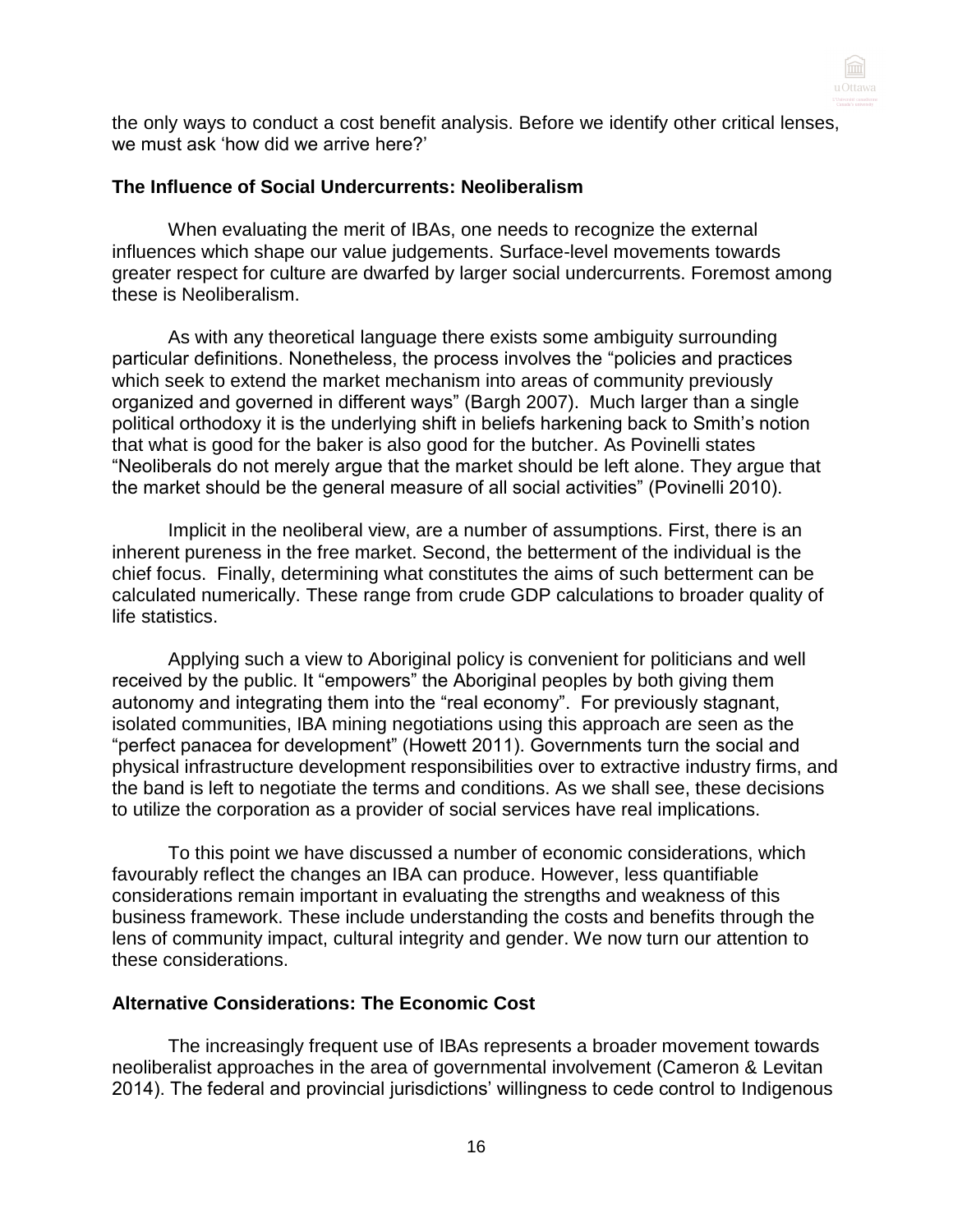the only ways to conduct a cost benefit analysis. Before we identify other critical lenses, we must ask 'how did we arrive here?'

### The Influence of Social Undercurrents: Neoliberalism

When evaluating the merit of IBAs, one needs to recognize the external influences which shape our value judgements. Surface-level movements towards greater respect for culture are dwarfed by larger social undercurrents. Foremost among these is Neoliberalism.

As with any theoretical language there exists some ambiguity surrounding particular definitions. Nonetheless, the process involves the "policies and practices which seek to extend the market mechanism into areas of community previously organized and governed in different ways" (Bargh 2007). Much larger than a single political orthodoxy it is the underlying shift in beliefs harkening back to Smith's notion that what is good for the baker is also good for the butcher. As Povinelli states "Neoliberals do not merely argue that the market should be left alone. They argue that the market should be the general measure of all social activities" (Povinelli 2010).

Implicit in the neoliberal view, are a number of assumptions. First, there is an inherent pureness in the free market. Second, the betterment of the individual is the chief focus. Finally, determining what constitutes the aims of such betterment can be calculated numerically. These range from crude GDP calculations to broader quality of life statistics.

Applying such a view to Aboriginal policy is convenient for politicians and well received by the public. It "empowers" the Aboriginal peoples by both giving them autonomy and integrating them into the "real economy". For previously stagnant, isolated communities, IBA mining negotiations using this approach are seen as the "perfect panacea for development" (Howett 2011). Governments turn the social and physical infrastructure development responsibilities over to extractive industry firms, and the band is left to negotiate the terms and conditions. As we shall see, these decisions to utilize the corporation as a provider of social services have real implications.

To this point we have discussed a number of economic considerations, which favourably reflect the changes an IBA can produce. However, less quantifiable considerations remain important in evaluating the strengths and weakness of this business framework. These include understanding the costs and benefits through the lens of community impact, cultural integrity and gender. We now turn our attention to these considerations.

### Alternative Considerations: The Economic Cost

The increasingly frequent use of IBAs represents a broader movement towards neoliberalist approaches in the area of governmental involvement (Cameron & Levitan 2014). The federal and provincial jurisdictions' willingness to cede control to Indigenous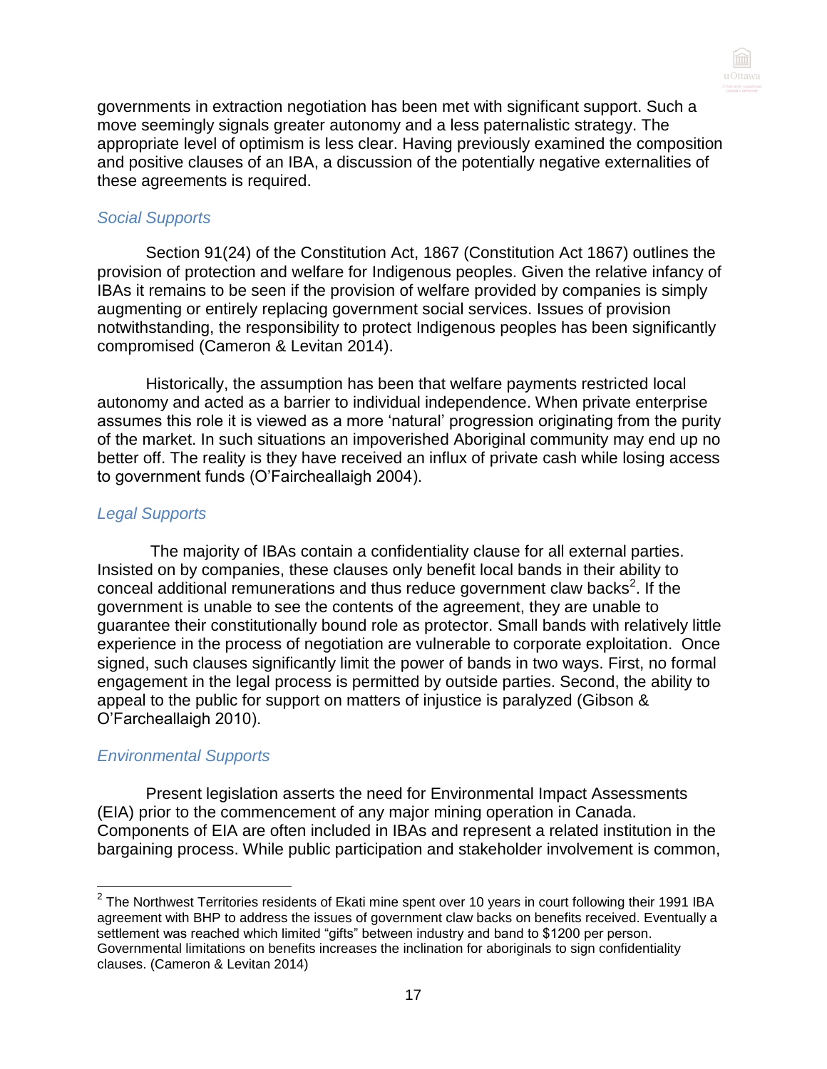governments in extraction negotiation has been met with significant support. Such a move seemingly signals greater autonomy and a less paternalistic strategy. The appropriate level of optimism is less clear. Having previously examined the composition and positive clauses of an IBA, a discussion of the potentially negative externalities of these agreements is required.

### *Social Supports*

Section 91(24) of the Constitution Act, 1867 (Constitution Act 1867) outlines the provision of protection and welfare for Indigenous peoples. Given the relative infancy of IBAs it remains to be seen if the provision of welfare provided by companies is simply augmenting or entirely replacing government social services. Issues of provision notwithstanding, the responsibility to protect Indigenous peoples has been significantly compromised (Cameron & Levitan 2014).

Historically, the assumption has been that welfare payments restricted local autonomy and acted as a barrier to individual independence. When private enterprise assumes this role it is viewed as a more 'natural' progression originating from the purity of the market. In such situations an impoverished Aboriginal community may end up no better off. The reality is they have received an influx of private cash while losing access to government funds (O'Faircheallaigh 2004).

### *Legal Supports*

The majority of IBAs contain a confidentiality clause for all external parties. Insisted on by companies, these clauses only benefit local bands in their ability to conceal additional remunerations and thus reduce government claw backs[2]. If the government is unable to see the contents of the agreement, they are unable to guarantee their constitutionally bound role as protector. Small bands with relatively little experience in the process of negotiation are vulnerable to corporate exploitation. Once signed, such clauses significantly limit the power of bands in two ways. First, no formal engagement in the legal process is permitted by outside parties. Second, the ability to appeal to the public for support on matters of injustice is paralyzed (Gibson & O'Farcheallaigh 2010).

### *Environmental Supports*

Present legislation asserts the need for Environmental Impact Assessments (EIA) prior to the commencement of any major mining operation in Canada. Components of EIA are often included in IBAs and represent a related institution in the bargaining process. While public participation and stakeholder involvement is common,

---

[2] The Northwest Territories residents of Ekati mine spent over 10 years in court following their 1991 IBA agreement with BHP to address the issues of government claw backs on benefits received. Eventually a settlement was reached which limited "gifts" between industry and band to $1200 per person. Governmental limitations on benefits increases the inclination for aboriginals to sign confidentiality clauses. (Cameron & Levitan 2014)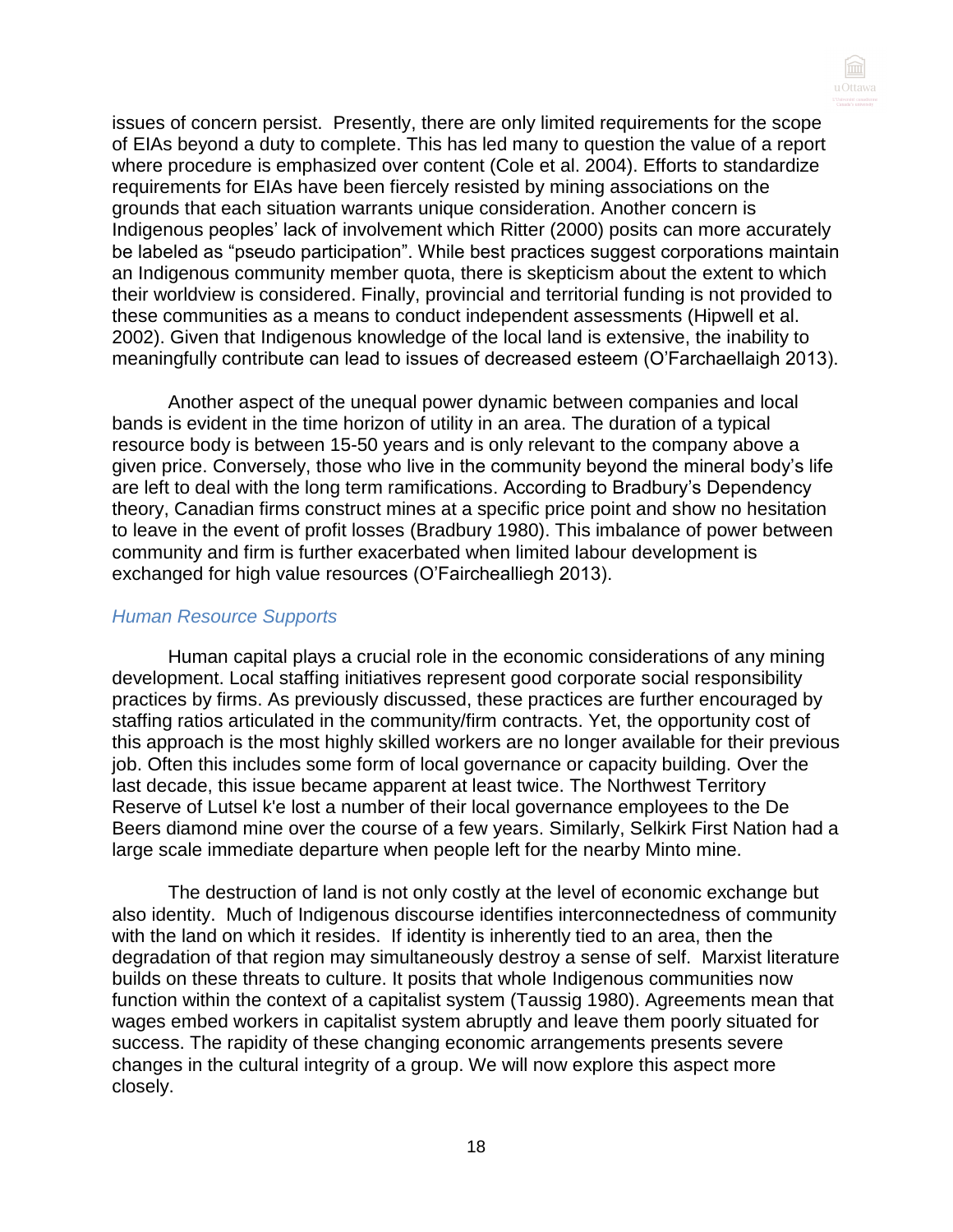issues of concern persist. Presently, there are only limited requirements for the scope of EIAs beyond a duty to complete. This has led many to question the value of a report where procedure is emphasized over content (Cole et al. 2004). Efforts to standardize requirements for EIAs have been fiercely resisted by mining associations on the grounds that each situation warrants unique consideration. Another concern is Indigenous peoples' lack of involvement which Ritter (2000) posits can more accurately be labeled as "pseudo participation". While best practices suggest corporations maintain an Indigenous community member quota, there is skepticism about the extent to which their worldview is considered. Finally, provincial and territorial funding is not provided to these communities as a means to conduct independent assessments (Hipwell et al. 2002). Given that Indigenous knowledge of the local land is extensive, the inability to meaningfully contribute can lead to issues of decreased esteem (O'Farchaellaigh 2013).

Another aspect of the unequal power dynamic between companies and local bands is evident in the time horizon of utility in an area. The duration of a typical resource body is between 15-50 years and is only relevant to the company above a given price. Conversely, those who live in the community beyond the mineral body's life are left to deal with the long term ramifications. According to Bradbury's Dependency theory, Canadian firms construct mines at a specific price point and show no hesitation to leave in the event of profit losses (Bradbury 1980). This imbalance of power between community and firm is further exacerbated when limited labour development is exchanged for high value resources (O'Fairchealliegh 2013).

### *Human Resource Supports*

Human capital plays a crucial role in the economic considerations of any mining development. Local staffing initiatives represent good corporate social responsibility practices by firms. As previously discussed, these practices are further encouraged by staffing ratios articulated in the community/firm contracts. Yet, the opportunity cost of this approach is the most highly skilled workers are no longer available for their previous job. Often this includes some form of local governance or capacity building. Over the last decade, this issue became apparent at least twice. The Northwest Territory Reserve of Lutsel k'e lost a number of their local governance employees to the De Beers diamond mine over the course of a few years. Similarly, Selkirk First Nation had a large scale immediate departure when people left for the nearby Minto mine.

The destruction of land is not only costly at the level of economic exchange but also identity. Much of Indigenous discourse identifies interconnectedness of community with the land on which it resides. If identity is inherently tied to an area, then the degradation of that region may simultaneously destroy a sense of self. Marxist literature builds on these threats to culture. It posits that whole Indigenous communities now function within the context of a capitalist system (Taussig 1980). Agreements mean that wages embed workers in capitalist system abruptly and leave them poorly situated for success. The rapidity of these changing economic arrangements presents severe changes in the cultural integrity of a group. We will now explore this aspect more closely.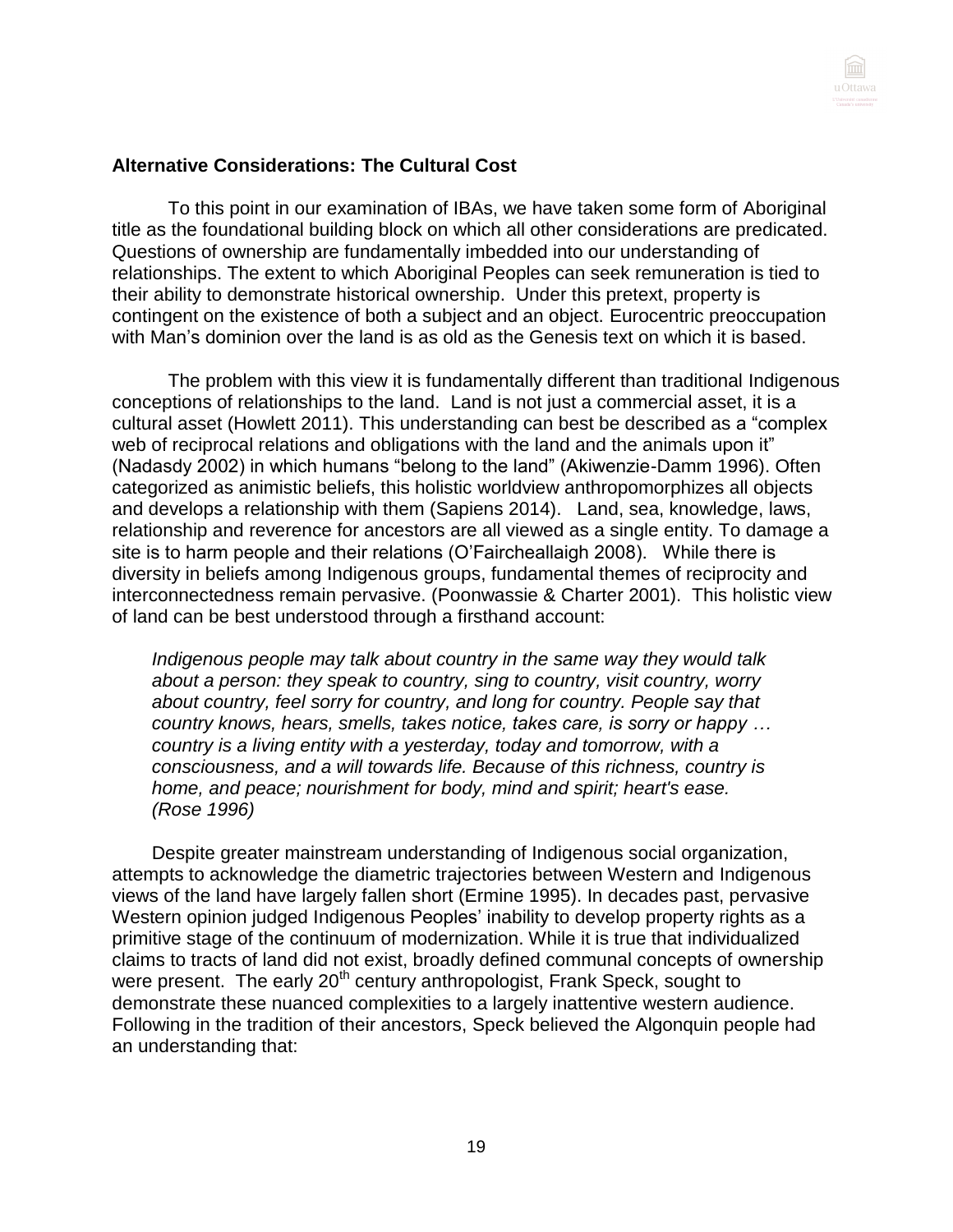**Alternative Considerations: The Cultural Cost**

To this point in our examination of IBAs, we have taken some form of Aboriginal title as the foundational building block on which all other considerations are predicated. Questions of ownership are fundamentally imbedded into our understanding of relationships. The extent to which Aboriginal Peoples can seek remuneration is tied to their ability to demonstrate historical ownership. Under this pretext, property is contingent on the existence of both a subject and an object. Eurocentric preoccupation with Man's dominion over the land is as old as the Genesis text on which it is based.

The problem with this view it is fundamentally different than traditional Indigenous conceptions of relationships to the land. Land is not just a commercial asset, it is a cultural asset (Howlett 2011). This understanding can best be described as a "complex web of reciprocal relations and obligations with the land and the animals upon it" (Nadasdy 2002) in which humans "belong to the land" (Akiwenzie-Damm 1996). Often categorized as animistic beliefs, this holistic worldview anthropomorphizes all objects and develops a relationship with them (Sapiens 2014). Land, sea, knowledge, laws, relationship and reverence for ancestors are all viewed as a single entity. To damage a site is to harm people and their relations (O'Faircheallaigh 2008). While there is diversity in beliefs among Indigenous groups, fundamental themes of reciprocity and interconnectedness remain pervasive. (Poonwassie & Charter 2001). This holistic view of land can be best understood through a firsthand account:

> *Indigenous people may talk about country in the same way they would talk about a person: they speak to country, sing to country, visit country, worry about country, feel sorry for country, and long for country. People say that country knows, hears, smells, takes notice, takes care, is sorry or happy … country is a living entity with a yesterday, today and tomorrow, with a consciousness, and a will towards life. Because of this richness, country is home, and peace; nourishment for body, mind and spirit; heart's ease. (Rose 1996)*

Despite greater mainstream understanding of Indigenous social organization, attempts to acknowledge the diametric trajectories between Western and Indigenous views of the land have largely fallen short (Ermine 1995). In decades past, pervasive Western opinion judged Indigenous Peoples' inability to develop property rights as a primitive stage of the continuum of modernization. While it is true that individualized claims to tracts of land did not exist, broadly defined communal concepts of ownership were present. The early 20th century anthropologist, Frank Speck, sought to demonstrate these nuanced complexities to a largely inattentive western audience. Following in the tradition of their ancestors, Speck believed the Algonquin people had an understanding that: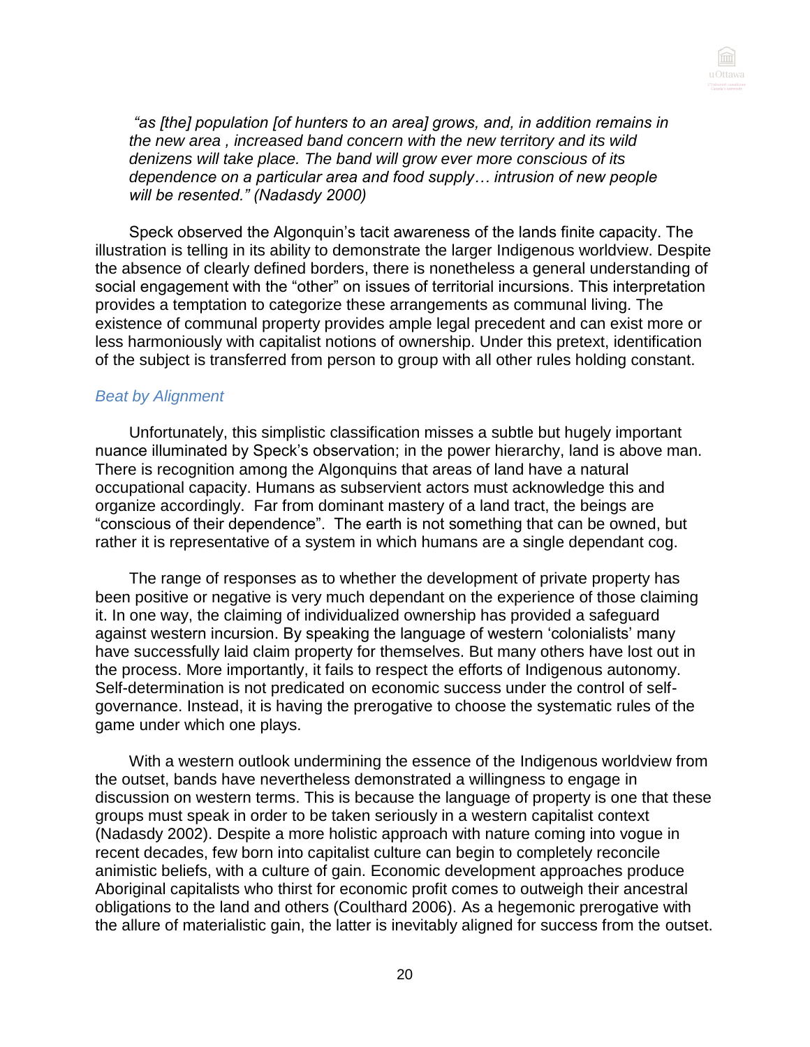*"as [the] population [of hunters to an area] grows, and, in addition remains in the new area , increased band concern with the new territory and its wild denizens will take place. The band will grow ever more conscious of its dependence on a particular area and food supply… intrusion of new people will be resented." (Nadasdy 2000)*

Speck observed the Algonquin's tacit awareness of the lands finite capacity. The illustration is telling in its ability to demonstrate the larger Indigenous worldview. Despite the absence of clearly defined borders, there is nonetheless a general understanding of social engagement with the "other" on issues of territorial incursions. This interpretation provides a temptation to categorize these arrangements as communal living. The existence of communal property provides ample legal precedent and can exist more or less harmoniously with capitalist notions of ownership. Under this pretext, identification of the subject is transferred from person to group with all other rules holding constant.

### *Beat by Alignment*

Unfortunately, this simplistic classification misses a subtle but hugely important nuance illuminated by Speck's observation; in the power hierarchy, land is above man. There is recognition among the Algonquins that areas of land have a natural occupational capacity. Humans as subservient actors must acknowledge this and organize accordingly. Far from dominant mastery of a land tract, the beings are "conscious of their dependence". The earth is not something that can be owned, but rather it is representative of a system in which humans are a single dependant cog.

The range of responses as to whether the development of private property has been positive or negative is very much dependant on the experience of those claiming it. In one way, the claiming of individualized ownership has provided a safeguard against western incursion. By speaking the language of western 'colonialists' many have successfully laid claim property for themselves. But many others have lost out in the process. More importantly, it fails to respect the efforts of Indigenous autonomy. Self-determination is not predicated on economic success under the control of self-governance. Instead, it is having the prerogative to choose the systematic rules of the game under which one plays.

With a western outlook undermining the essence of the Indigenous worldview from the outset, bands have nevertheless demonstrated a willingness to engage in discussion on western terms. This is because the language of property is one that these groups must speak in order to be taken seriously in a western capitalist context (Nadasdy 2002). Despite a more holistic approach with nature coming into vogue in recent decades, few born into capitalist culture can begin to completely reconcile animistic beliefs, with a culture of gain. Economic development approaches produce Aboriginal capitalists who thirst for economic profit comes to outweigh their ancestral obligations to the land and others (Coulthard 2006). As a hegemonic prerogative with the allure of materialistic gain, the latter is inevitably aligned for success from the outset.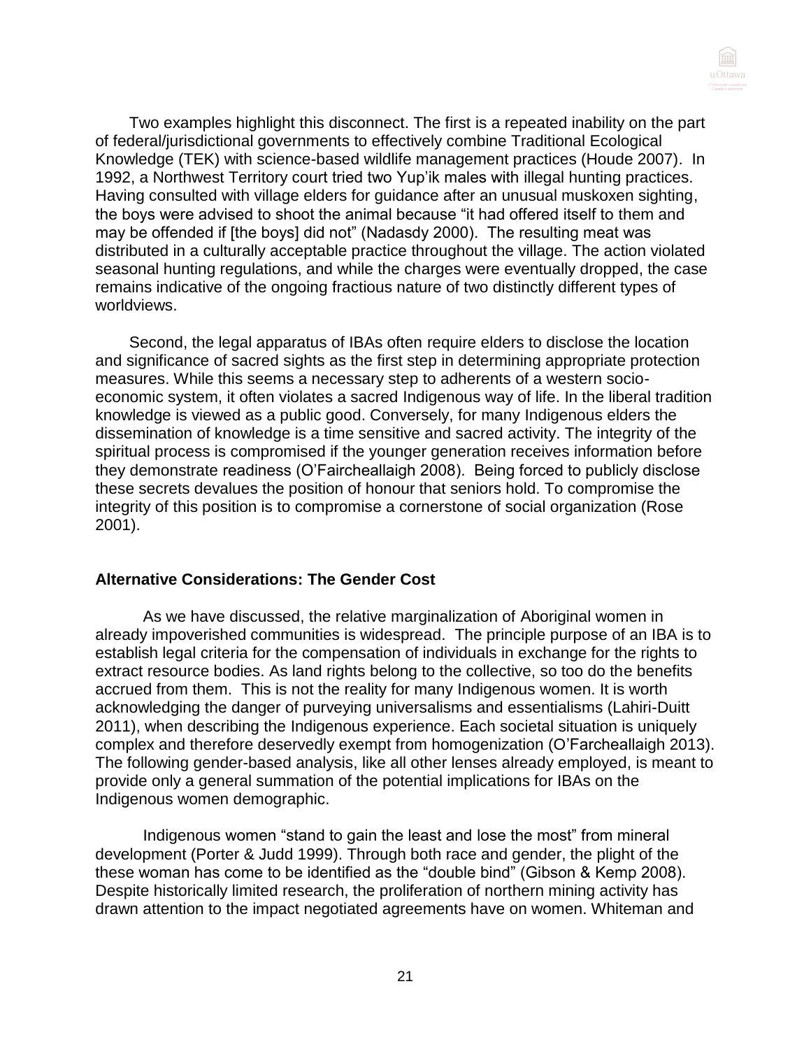Two examples highlight this disconnect. The first is a repeated inability on the part of federal/jurisdictional governments to effectively combine Traditional Ecological Knowledge (TEK) with science-based wildlife management practices (Houde 2007). In 1992, a Northwest Territory court tried two Yup'ik males with illegal hunting practices. Having consulted with village elders for guidance after an unusual muskoxen sighting, the boys were advised to shoot the animal because "it had offered itself to them and may be offended if [the boys] did not" (Nadasdy 2000). The resulting meat was distributed in a culturally acceptable practice throughout the village. The action violated seasonal hunting regulations, and while the charges were eventually dropped, the case remains indicative of the ongoing fractious nature of two distinctly different types of worldviews.

Second, the legal apparatus of IBAs often require elders to disclose the location and significance of sacred sights as the first step in determining appropriate protection measures. While this seems a necessary step to adherents of a western socio-economic system, it often violates a sacred Indigenous way of life. In the liberal tradition knowledge is viewed as a public good. Conversely, for many Indigenous elders the dissemination of knowledge is a time sensitive and sacred activity. The integrity of the spiritual process is compromised if the younger generation receives information before they demonstrate readiness (O'Faircheallaigh 2008). Being forced to publicly disclose these secrets devalues the position of honour that seniors hold. To compromise the integrity of this position is to compromise a cornerstone of social organization (Rose 2001).

## Alternative Considerations: The Gender Cost

As we have discussed, the relative marginalization of Aboriginal women in already impoverished communities is widespread. The principle purpose of an IBA is to establish legal criteria for the compensation of individuals in exchange for the rights to extract resource bodies. As land rights belong to the collective, so too do the benefits accrued from them. This is not the reality for many Indigenous women. It is worth acknowledging the danger of purveying universalisms and essentialisms (Lahiri-Duitt 2011), when describing the Indigenous experience. Each societal situation is uniquely complex and therefore deservedly exempt from homogenization (O'Farcheallaigh 2013). The following gender-based analysis, like all other lenses already employed, is meant to provide only a general summation of the potential implications for IBAs on the Indigenous women demographic.

Indigenous women "stand to gain the least and lose the most" from mineral development (Porter & Judd 1999). Through both race and gender, the plight of the these woman has come to be identified as the "double bind" (Gibson & Kemp 2008). Despite historically limited research, the proliferation of northern mining activity has drawn attention to the impact negotiated agreements have on women. Whiteman and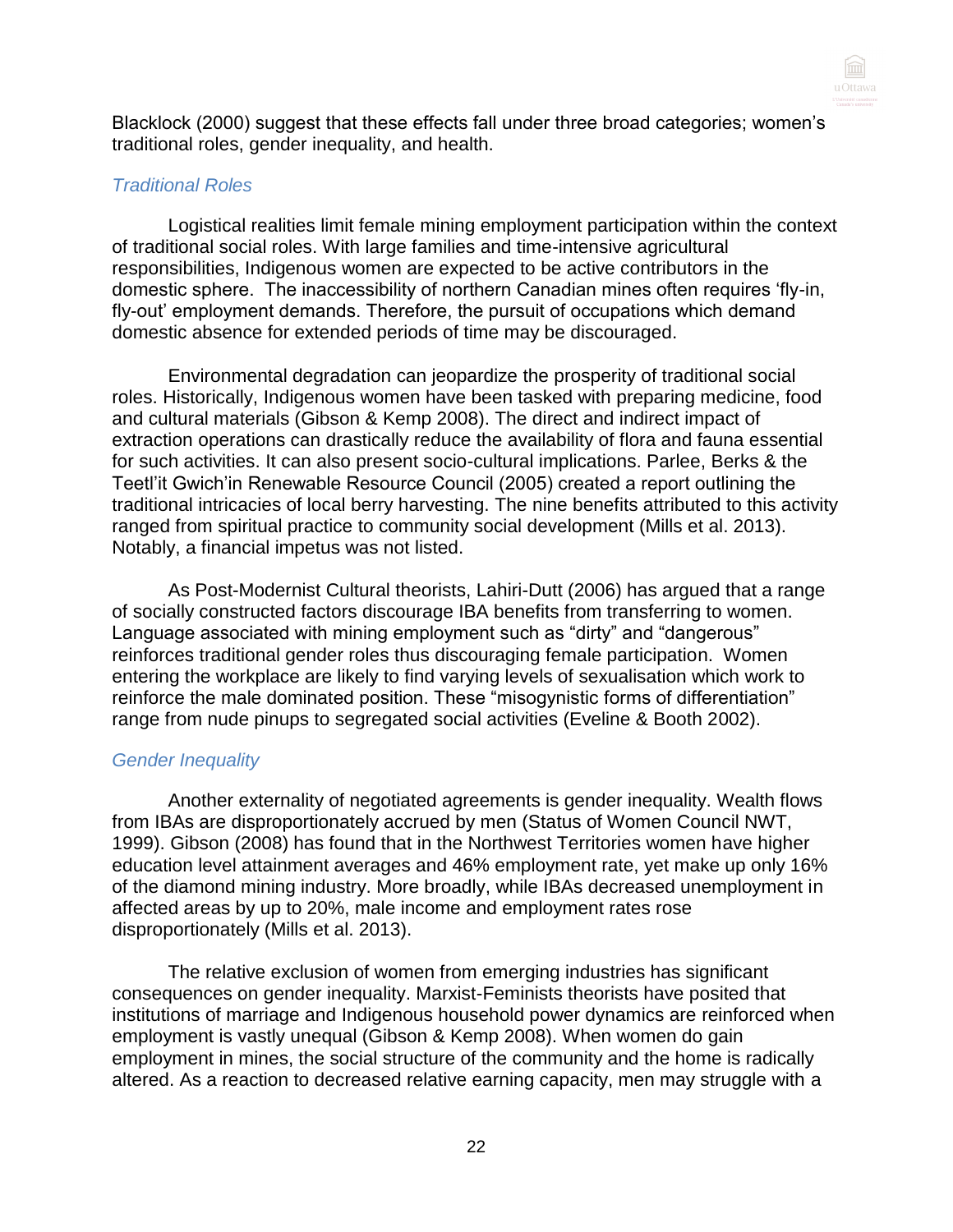Blacklock (2000) suggest that these effects fall under three broad categories; women's traditional roles, gender inequality, and health.

### *Traditional Roles*

Logistical realities limit female mining employment participation within the context of traditional social roles. With large families and time-intensive agricultural responsibilities, Indigenous women are expected to be active contributors in the domestic sphere. The inaccessibility of northern Canadian mines often requires 'fly-in, fly-out' employment demands. Therefore, the pursuit of occupations which demand domestic absence for extended periods of time may be discouraged.

Environmental degradation can jeopardize the prosperity of traditional social roles. Historically, Indigenous women have been tasked with preparing medicine, food and cultural materials (Gibson & Kemp 2008). The direct and indirect impact of extraction operations can drastically reduce the availability of flora and fauna essential for such activities. It can also present socio-cultural implications. Parlee, Berks & the Teetl'it Gwich'in Renewable Resource Council (2005) created a report outlining the traditional intricacies of local berry harvesting. The nine benefits attributed to this activity ranged from spiritual practice to community social development (Mills et al. 2013). Notably, a financial impetus was not listed.

As Post-Modernist Cultural theorists, Lahiri-Dutt (2006) has argued that a range of socially constructed factors discourage IBA benefits from transferring to women. Language associated with mining employment such as "dirty" and "dangerous" reinforces traditional gender roles thus discouraging female participation. Women entering the workplace are likely to find varying levels of sexualisation which work to reinforce the male dominated position. These "misogynistic forms of differentiation" range from nude pinups to segregated social activities (Eveline & Booth 2002).

### *Gender Inequality*

Another externality of negotiated agreements is gender inequality. Wealth flows from IBAs are disproportionately accrued by men (Status of Women Council NWT, 1999). Gibson (2008) has found that in the Northwest Territories women have higher education level attainment averages and 46% employment rate, yet make up only 16% of the diamond mining industry. More broadly, while IBAs decreased unemployment in affected areas by up to 20%, male income and employment rates rose disproportionately (Mills et al. 2013).

The relative exclusion of women from emerging industries has significant consequences on gender inequality. Marxist-Feminists theorists have posited that institutions of marriage and Indigenous household power dynamics are reinforced when employment is vastly unequal (Gibson & Kemp 2008). When women do gain employment in mines, the social structure of the community and the home is radically altered. As a reaction to decreased relative earning capacity, men may struggle with a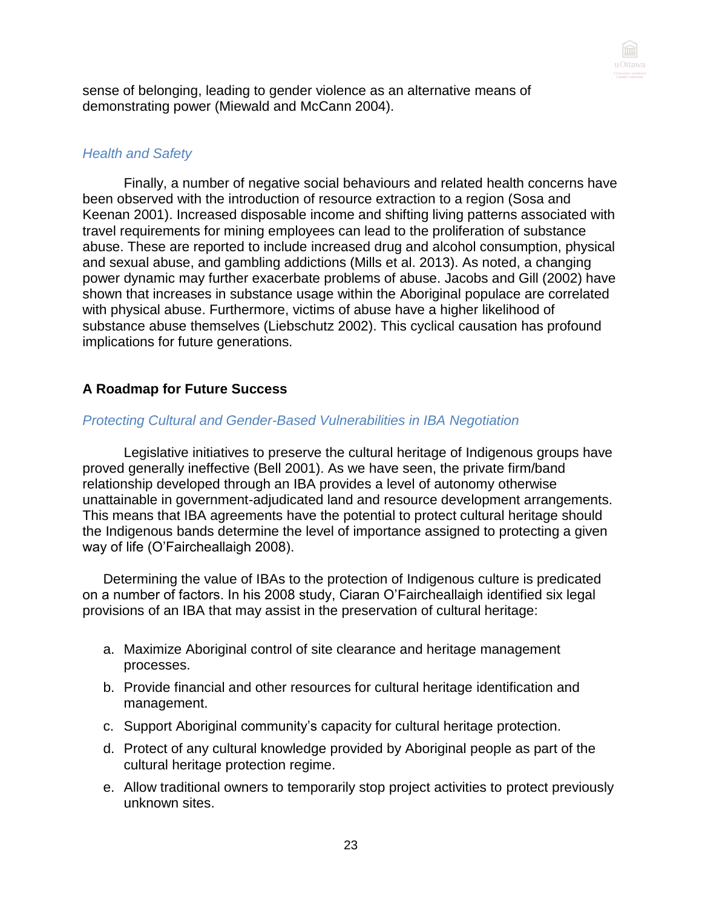sense of belonging, leading to gender violence as an alternative means of demonstrating power (Miewald and McCann 2004).

### *Health and Safety*

Finally, a number of negative social behaviours and related health concerns have been observed with the introduction of resource extraction to a region (Sosa and Keenan 2001). Increased disposable income and shifting living patterns associated with travel requirements for mining employees can lead to the proliferation of substance abuse. These are reported to include increased drug and alcohol consumption, physical and sexual abuse, and gambling addictions (Mills et al. 2013). As noted, a changing power dynamic may further exacerbate problems of abuse. Jacobs and Gill (2002) have shown that increases in substance usage within the Aboriginal populace are correlated with physical abuse. Furthermore, victims of abuse have a higher likelihood of substance abuse themselves (Liebschutz 2002). This cyclical causation has profound implications for future generations.

## A Roadmap for Future Success

### *Protecting Cultural and Gender-Based Vulnerabilities in IBA Negotiation*

Legislative initiatives to preserve the cultural heritage of Indigenous groups have proved generally ineffective (Bell 2001). As we have seen, the private firm/band relationship developed through an IBA provides a level of autonomy otherwise unattainable in government-adjudicated land and resource development arrangements. This means that IBA agreements have the potential to protect cultural heritage should the Indigenous bands determine the level of importance assigned to protecting a given way of life (O'Faircheallaigh 2008).

Determining the value of IBAs to the protection of Indigenous culture is predicated on a number of factors. In his 2008 study, Ciaran O'Faircheallaigh identified six legal provisions of an IBA that may assist in the preservation of cultural heritage:

a. Maximize Aboriginal control of site clearance and heritage management processes.
b. Provide financial and other resources for cultural heritage identification and management.
c. Support Aboriginal community's capacity for cultural heritage protection.
d. Protect of any cultural knowledge provided by Aboriginal people as part of the cultural heritage protection regime.
e. Allow traditional owners to temporarily stop project activities to protect previously unknown sites.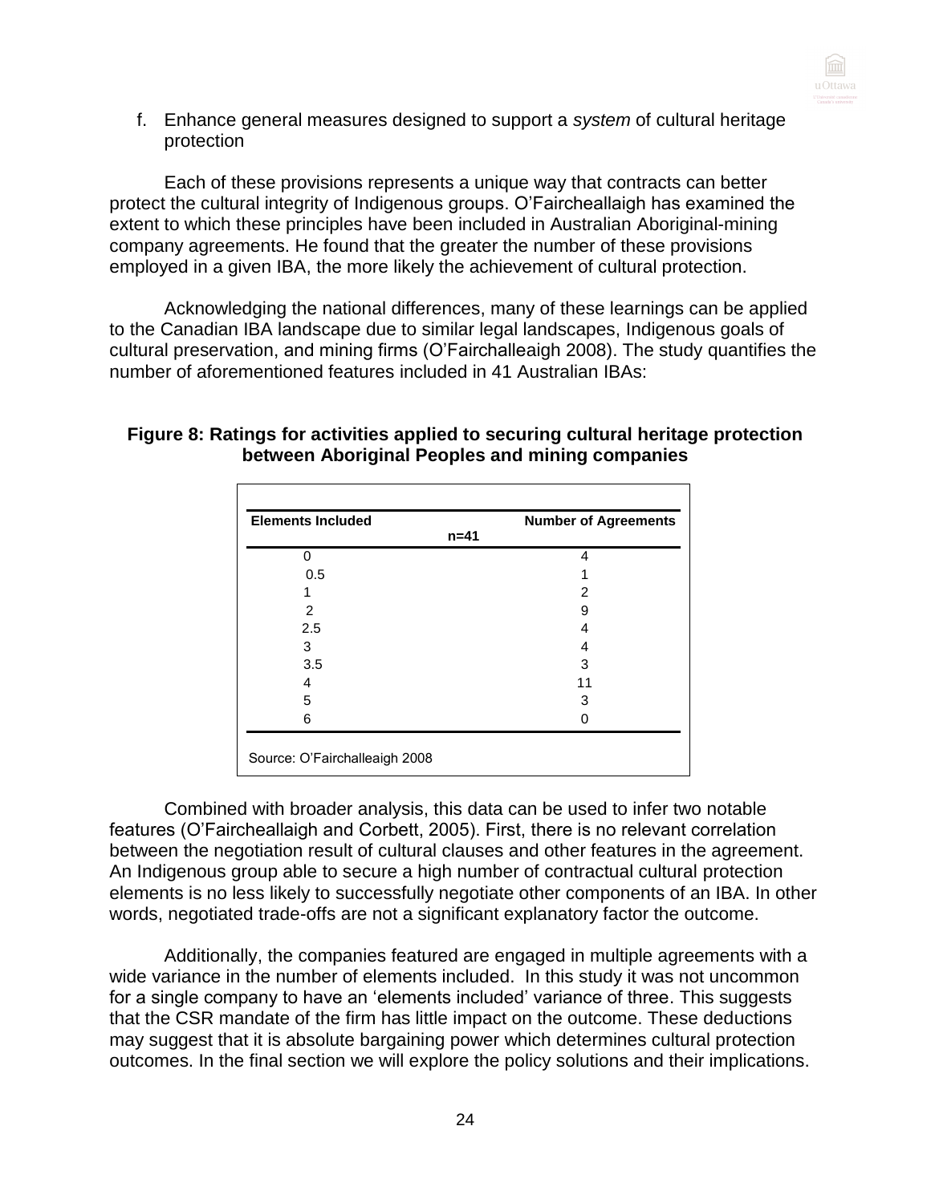f. Enhance general measures designed to support a *system* of cultural heritage protection

Each of these provisions represents a unique way that contracts can better protect the cultural integrity of Indigenous groups. O'Faircheallaigh has examined the extent to which these principles have been included in Australian Aboriginal-mining company agreements. He found that the greater the number of these provisions employed in a given IBA, the more likely the achievement of cultural protection.

Acknowledging the national differences, many of these learnings can be applied to the Canadian IBA landscape due to similar legal landscapes, Indigenous goals of cultural preservation, and mining firms (O'Fairchalleaigh 2008). The study quantifies the number of aforementioned features included in 41 Australian IBAs:

**Figure 8: Ratings for activities applied to securing cultural heritage protection between Aboriginal Peoples and mining companies**

| Elements Included | Number of Agreements n=41 |
|---|---|
| 0 | 4 |
| 0.5 | 1 |
| 1 | 2 |
| 2 | 9 |
| 2.5 | 4 |
| 3 | 4 |
| 3.5 | 3 |
| 4 | 11 |
| 5 | 3 |
| 6 | 0 |

Source: O'Fairchalleaigh 2008

Combined with broader analysis, this data can be used to infer two notable features (O'Faircheallaigh and Corbett, 2005). First, there is no relevant correlation between the negotiation result of cultural clauses and other features in the agreement. An Indigenous group able to secure a high number of contractual cultural protection elements is no less likely to successfully negotiate other components of an IBA. In other words, negotiated trade-offs are not a significant explanatory factor the outcome.

Additionally, the companies featured are engaged in multiple agreements with a wide variance in the number of elements included. In this study it was not uncommon for a single company to have an 'elements included' variance of three. This suggests that the CSR mandate of the firm has little impact on the outcome. These deductions may suggest that it is absolute bargaining power which determines cultural protection outcomes. In the final section we will explore the policy solutions and their implications.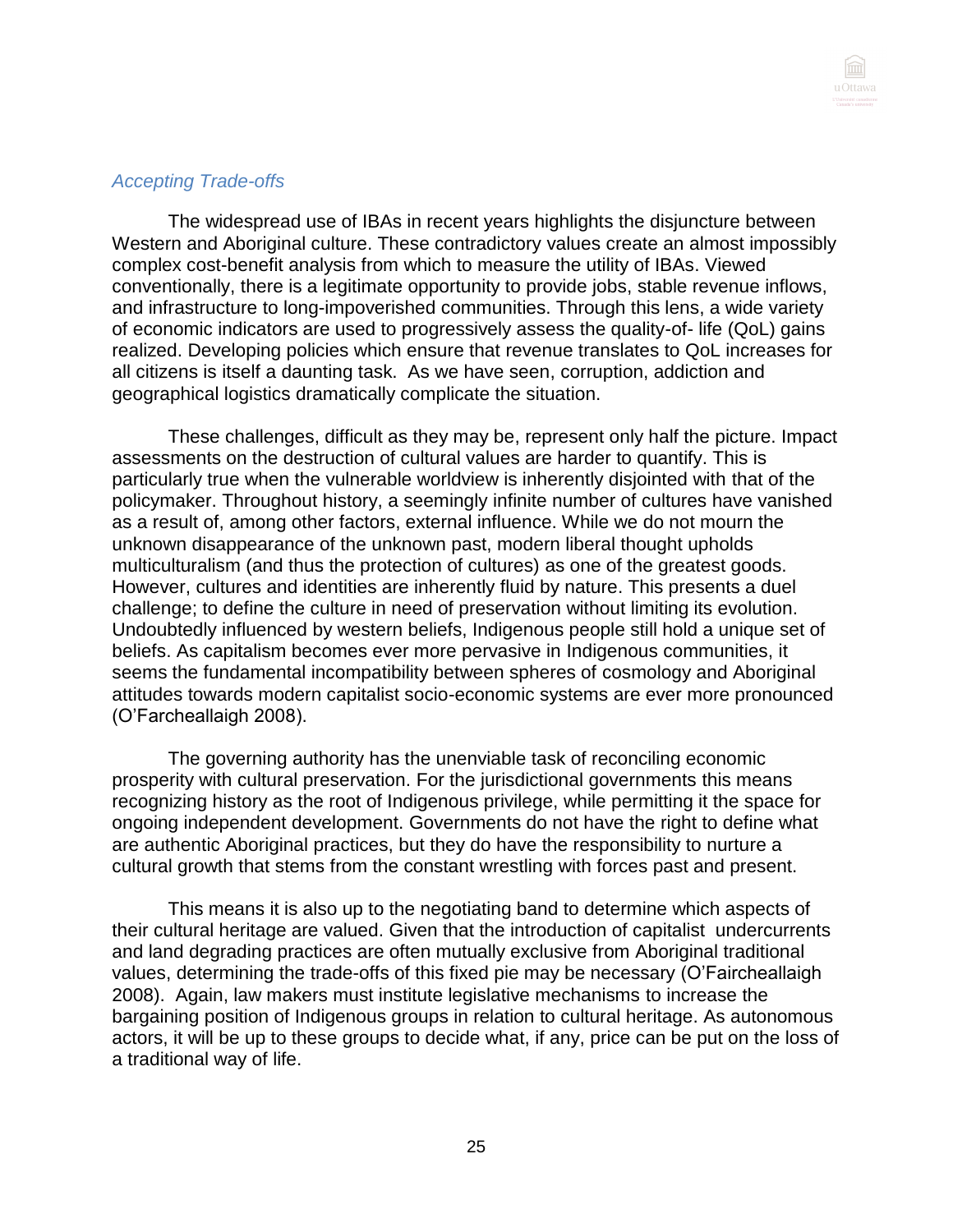### *Accepting Trade-offs*

The widespread use of IBAs in recent years highlights the disjuncture between Western and Aboriginal culture. These contradictory values create an almost impossibly complex cost-benefit analysis from which to measure the utility of IBAs. Viewed conventionally, there is a legitimate opportunity to provide jobs, stable revenue inflows, and infrastructure to long-impoverished communities. Through this lens, a wide variety of economic indicators are used to progressively assess the quality-of- life (QoL) gains realized. Developing policies which ensure that revenue translates to QoL increases for all citizens is itself a daunting task. As we have seen, corruption, addiction and geographical logistics dramatically complicate the situation.

These challenges, difficult as they may be, represent only half the picture. Impact assessments on the destruction of cultural values are harder to quantify. This is particularly true when the vulnerable worldview is inherently disjointed with that of the policymaker. Throughout history, a seemingly infinite number of cultures have vanished as a result of, among other factors, external influence. While we do not mourn the unknown disappearance of the unknown past, modern liberal thought upholds multiculturalism (and thus the protection of cultures) as one of the greatest goods. However, cultures and identities are inherently fluid by nature. This presents a duel challenge; to define the culture in need of preservation without limiting its evolution. Undoubtedly influenced by western beliefs, Indigenous people still hold a unique set of beliefs. As capitalism becomes ever more pervasive in Indigenous communities, it seems the fundamental incompatibility between spheres of cosmology and Aboriginal attitudes towards modern capitalist socio-economic systems are ever more pronounced (O'Farcheallaigh 2008).

The governing authority has the unenviable task of reconciling economic prosperity with cultural preservation. For the jurisdictional governments this means recognizing history as the root of Indigenous privilege, while permitting it the space for ongoing independent development. Governments do not have the right to define what are authentic Aboriginal practices, but they do have the responsibility to nurture a cultural growth that stems from the constant wrestling with forces past and present.

This means it is also up to the negotiating band to determine which aspects of their cultural heritage are valued. Given that the introduction of capitalist undercurrents and land degrading practices are often mutually exclusive from Aboriginal traditional values, determining the trade-offs of this fixed pie may be necessary (O'Faircheallaigh 2008). Again, law makers must institute legislative mechanisms to increase the bargaining position of Indigenous groups in relation to cultural heritage. As autonomous actors, it will be up to these groups to decide what, if any, price can be put on the loss of a traditional way of life.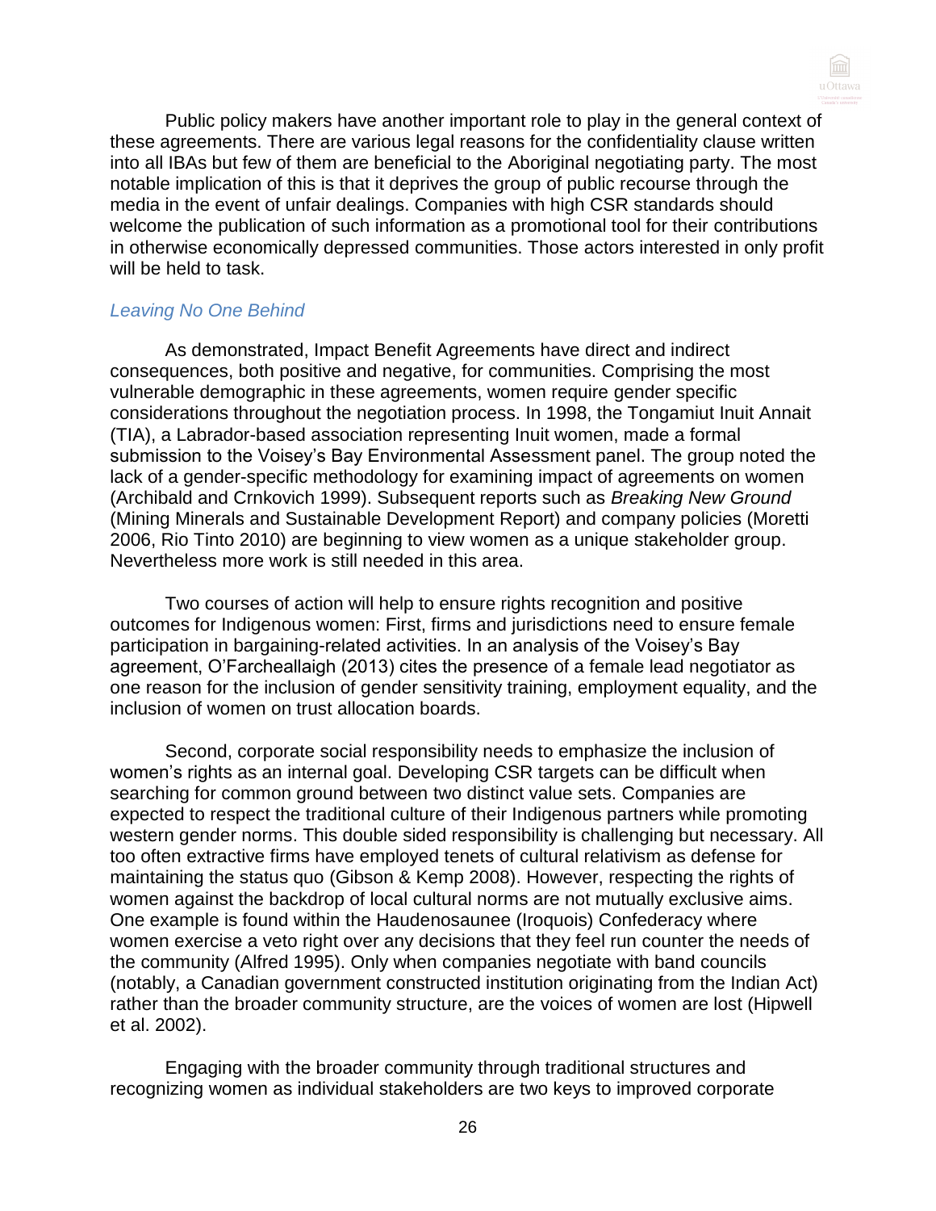Public policy makers have another important role to play in the general context of these agreements. There are various legal reasons for the confidentiality clause written into all IBAs but few of them are beneficial to the Aboriginal negotiating party. The most notable implication of this is that it deprives the group of public recourse through the media in the event of unfair dealings. Companies with high CSR standards should welcome the publication of such information as a promotional tool for their contributions in otherwise economically depressed communities. Those actors interested in only profit will be held to task.

### *Leaving No One Behind*

As demonstrated, Impact Benefit Agreements have direct and indirect consequences, both positive and negative, for communities. Comprising the most vulnerable demographic in these agreements, women require gender specific considerations throughout the negotiation process. In 1998, the Tongamiut Inuit Annait (TIA), a Labrador-based association representing Inuit women, made a formal submission to the Voisey's Bay Environmental Assessment panel. The group noted the lack of a gender-specific methodology for examining impact of agreements on women (Archibald and Crnkovich 1999). Subsequent reports such as *Breaking New Ground* (Mining Minerals and Sustainable Development Report) and company policies (Moretti 2006, Rio Tinto 2010) are beginning to view women as a unique stakeholder group. Nevertheless more work is still needed in this area.

Two courses of action will help to ensure rights recognition and positive outcomes for Indigenous women: First, firms and jurisdictions need to ensure female participation in bargaining-related activities. In an analysis of the Voisey's Bay agreement, O'Farcheallaigh (2013) cites the presence of a female lead negotiator as one reason for the inclusion of gender sensitivity training, employment equality, and the inclusion of women on trust allocation boards.

Second, corporate social responsibility needs to emphasize the inclusion of women's rights as an internal goal. Developing CSR targets can be difficult when searching for common ground between two distinct value sets. Companies are expected to respect the traditional culture of their Indigenous partners while promoting western gender norms. This double sided responsibility is challenging but necessary. All too often extractive firms have employed tenets of cultural relativism as defense for maintaining the status quo (Gibson & Kemp 2008). However, respecting the rights of women against the backdrop of local cultural norms are not mutually exclusive aims. One example is found within the Haudenosaunee (Iroquois) Confederacy where women exercise a veto right over any decisions that they feel run counter the needs of the community (Alfred 1995). Only when companies negotiate with band councils (notably, a Canadian government constructed institution originating from the Indian Act) rather than the broader community structure, are the voices of women are lost (Hipwell et al. 2002).

Engaging with the broader community through traditional structures and recognizing women as individual stakeholders are two keys to improved corporate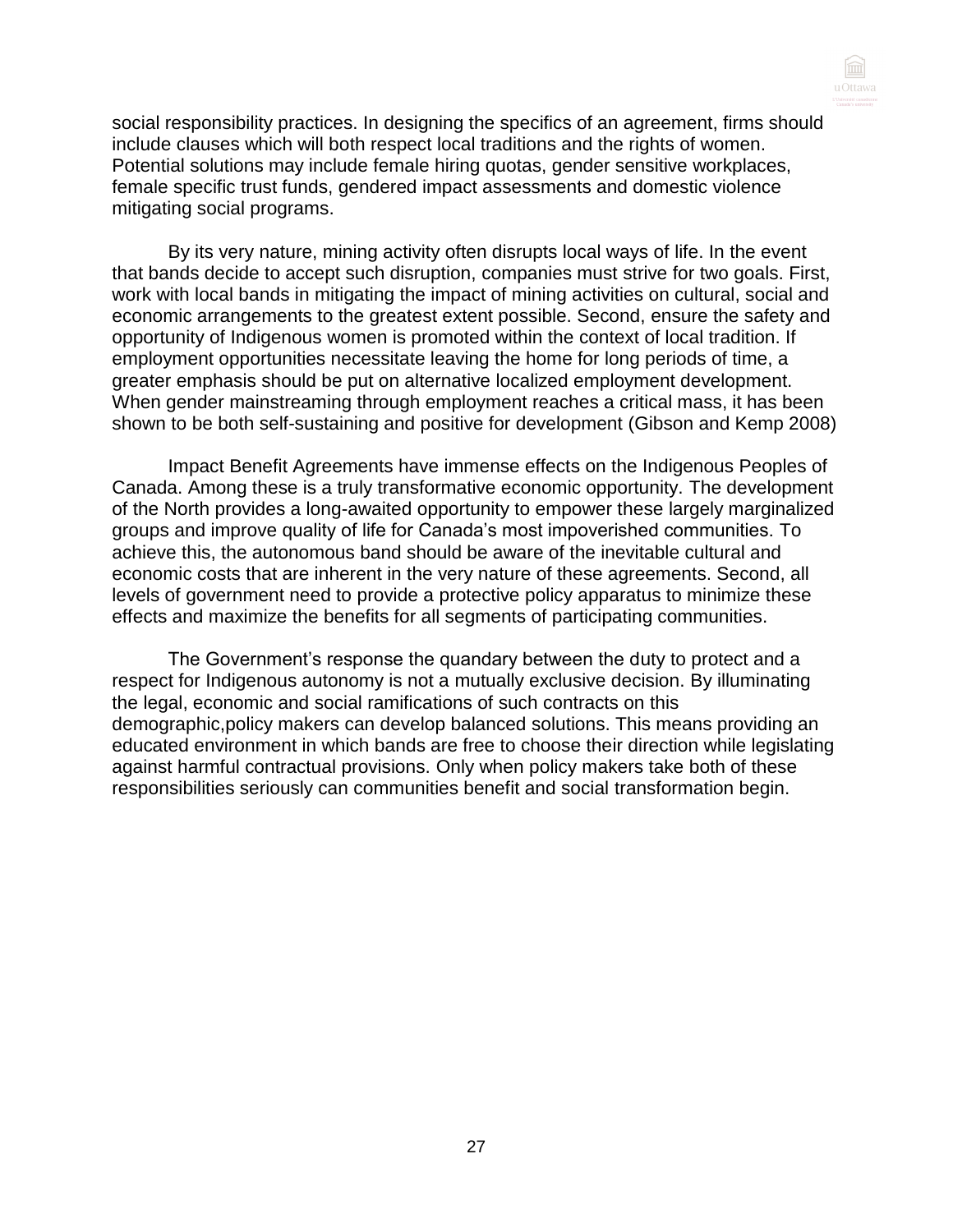social responsibility practices. In designing the specifics of an agreement, firms should include clauses which will both respect local traditions and the rights of women. Potential solutions may include female hiring quotas, gender sensitive workplaces, female specific trust funds, gendered impact assessments and domestic violence mitigating social programs.

By its very nature, mining activity often disrupts local ways of life. In the event that bands decide to accept such disruption, companies must strive for two goals. First, work with local bands in mitigating the impact of mining activities on cultural, social and economic arrangements to the greatest extent possible. Second, ensure the safety and opportunity of Indigenous women is promoted within the context of local tradition. If employment opportunities necessitate leaving the home for long periods of time, a greater emphasis should be put on alternative localized employment development. When gender mainstreaming through employment reaches a critical mass, it has been shown to be both self-sustaining and positive for development (Gibson and Kemp 2008)

Impact Benefit Agreements have immense effects on the Indigenous Peoples of Canada. Among these is a truly transformative economic opportunity. The development of the North provides a long-awaited opportunity to empower these largely marginalized groups and improve quality of life for Canada's most impoverished communities. To achieve this, the autonomous band should be aware of the inevitable cultural and economic costs that are inherent in the very nature of these agreements. Second, all levels of government need to provide a protective policy apparatus to minimize these effects and maximize the benefits for all segments of participating communities.

The Government's response the quandary between the duty to protect and a respect for Indigenous autonomy is not a mutually exclusive decision. By illuminating the legal, economic and social ramifications of such contracts on this demographic,policy makers can develop balanced solutions. This means providing an educated environment in which bands are free to choose their direction while legislating against harmful contractual provisions. Only when policy makers take both of these responsibilities seriously can communities benefit and social transformation begin.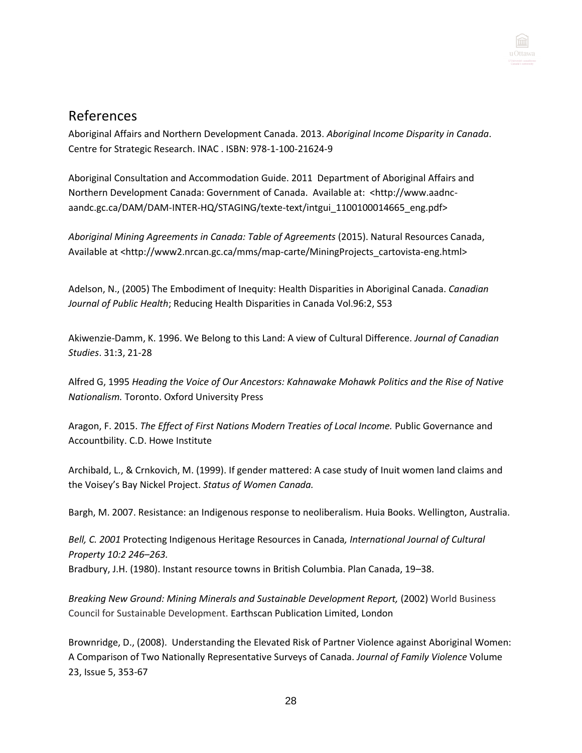## References

Aboriginal Affairs and Northern Development Canada. 2013. *Aboriginal Income Disparity in Canada*. Centre for Strategic Research. INAC . ISBN: 978-1-100-21624-9

Aboriginal Consultation and Accommodation Guide. 2011 Department of Aboriginal Affairs and Northern Development Canada: Government of Canada. Available at: <http://www.aadnc-aandc.gc.ca/DAM/DAM-INTER-HQ/STAGING/texte-text/intgui_1100100014665_eng.pdf>

*Aboriginal Mining Agreements in Canada: Table of Agreements* (2015). Natural Resources Canada, Available at <http://www2.nrcan.gc.ca/mms/map-carte/MiningProjects_cartovista-eng.html>

Adelson, N., (2005) The Embodiment of Inequity: Health Disparities in Aboriginal Canada. *Canadian Journal of Public Health*; Reducing Health Disparities in Canada Vol.96:2, S53

Akiwenzie-Damm, K. 1996. We Belong to this Land: A view of Cultural Difference. *Journal of Canadian Studies*. 31:3, 21-28

Alfred G, 1995 *Heading the Voice of Our Ancestors: Kahnawake Mohawk Politics and the Rise of Native Nationalism.* Toronto. Oxford University Press

Aragon, F. 2015. *The Effect of First Nations Modern Treaties of Local Income.* Public Governance and Accountbility. C.D. Howe Institute

Archibald, L., & Crnkovich, M. (1999). If gender mattered: A case study of Inuit women land claims and the Voisey's Bay Nickel Project. *Status of Women Canada.*

Bargh, M. 2007. Resistance: an Indigenous response to neoliberalism. Huia Books. Wellington, Australia.

*Bell, C. 2001* Protecting Indigenous Heritage Resources in Canada*, International Journal of Cultural Property 10:2 246–263*.
Bradbury, J.H. (1980). Instant resource towns in British Columbia. Plan Canada, 19–38.

*Breaking New Ground: Mining Minerals and Sustainable Development Report,* (2002) World Business Council for Sustainable Development. Earthscan Publication Limited, London

Brownridge, D., (2008). Understanding the Elevated Risk of Partner Violence against Aboriginal Women: A Comparison of Two Nationally Representative Surveys of Canada. *Journal of Family Violence* Volume 23, Issue 5, 353-67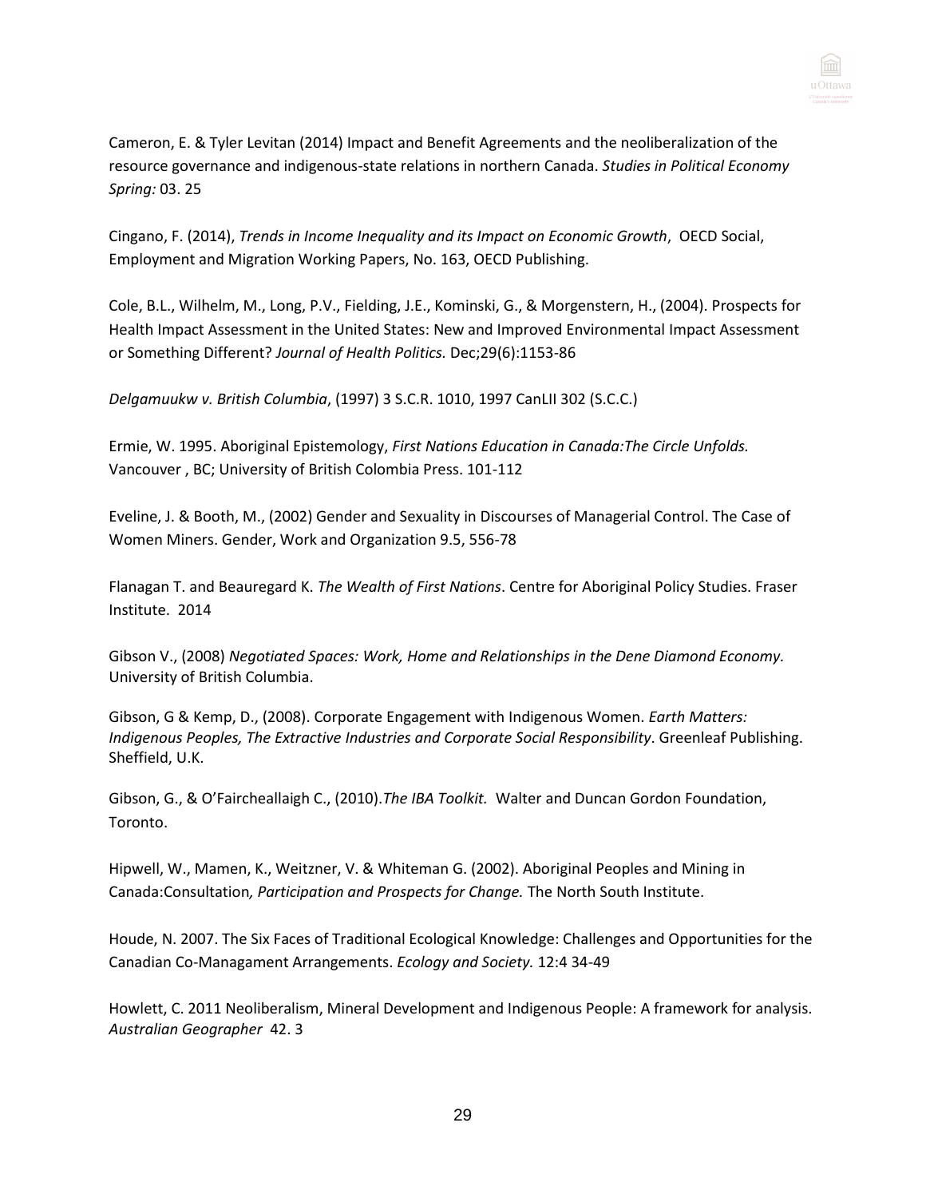Cameron, E. & Tyler Levitan (2014) Impact and Benefit Agreements and the neoliberalization of the resource governance and indigenous-state relations in northern Canada. *Studies in Political Economy Spring:* 03. 25

Cingano, F. (2014), *Trends in Income Inequality and its Impact on Economic Growth*, OECD Social, Employment and Migration Working Papers, No. 163, OECD Publishing.

Cole, B.L., Wilhelm, M., Long, P.V., Fielding, J.E., Kominski, G., & Morgenstern, H., (2004). Prospects for Health Impact Assessment in the United States: New and Improved Environmental Impact Assessment or Something Different? *Journal of Health Politics.* Dec;29(6):1153-86

*Delgamuukw v. British Columbia*, (1997) 3 S.C.R. 1010, 1997 CanLII 302 (S.C.C.)

Ermie, W. 1995. Aboriginal Epistemology, *First Nations Education in Canada:The Circle Unfolds.* Vancouver , BC; University of British Colombia Press. 101-112

Eveline, J. & Booth, M., (2002) Gender and Sexuality in Discourses of Managerial Control. The Case of Women Miners. Gender, Work and Organization 9.5, 556-78

Flanagan T. and Beauregard K. *The Wealth of First Nations*. Centre for Aboriginal Policy Studies. Fraser Institute. 2014

Gibson V., (2008) *Negotiated Spaces: Work, Home and Relationships in the Dene Diamond Economy.* University of British Columbia.

Gibson, G & Kemp, D., (2008). Corporate Engagement with Indigenous Women. *Earth Matters: Indigenous Peoples, The Extractive Industries and Corporate Social Responsibility*. Greenleaf Publishing. Sheffield, U.K.

Gibson, G., & O'Faircheallaigh C., (2010).*The IBA Toolkit.* Walter and Duncan Gordon Foundation, Toronto.

Hipwell, W., Mamen, K., Weitzner, V. & Whiteman G. (2002). Aboriginal Peoples and Mining in Canada:Consultation*, Participation and Prospects for Change.* The North South Institute.

Houde, N. 2007. The Six Faces of Traditional Ecological Knowledge: Challenges and Opportunities for the Canadian Co-Managament Arrangements. *Ecology and Society.* 12:4 34-49

Howlett, C. 2011 Neoliberalism, Mineral Development and Indigenous People: A framework for analysis. *Australian Geographer* 42. 3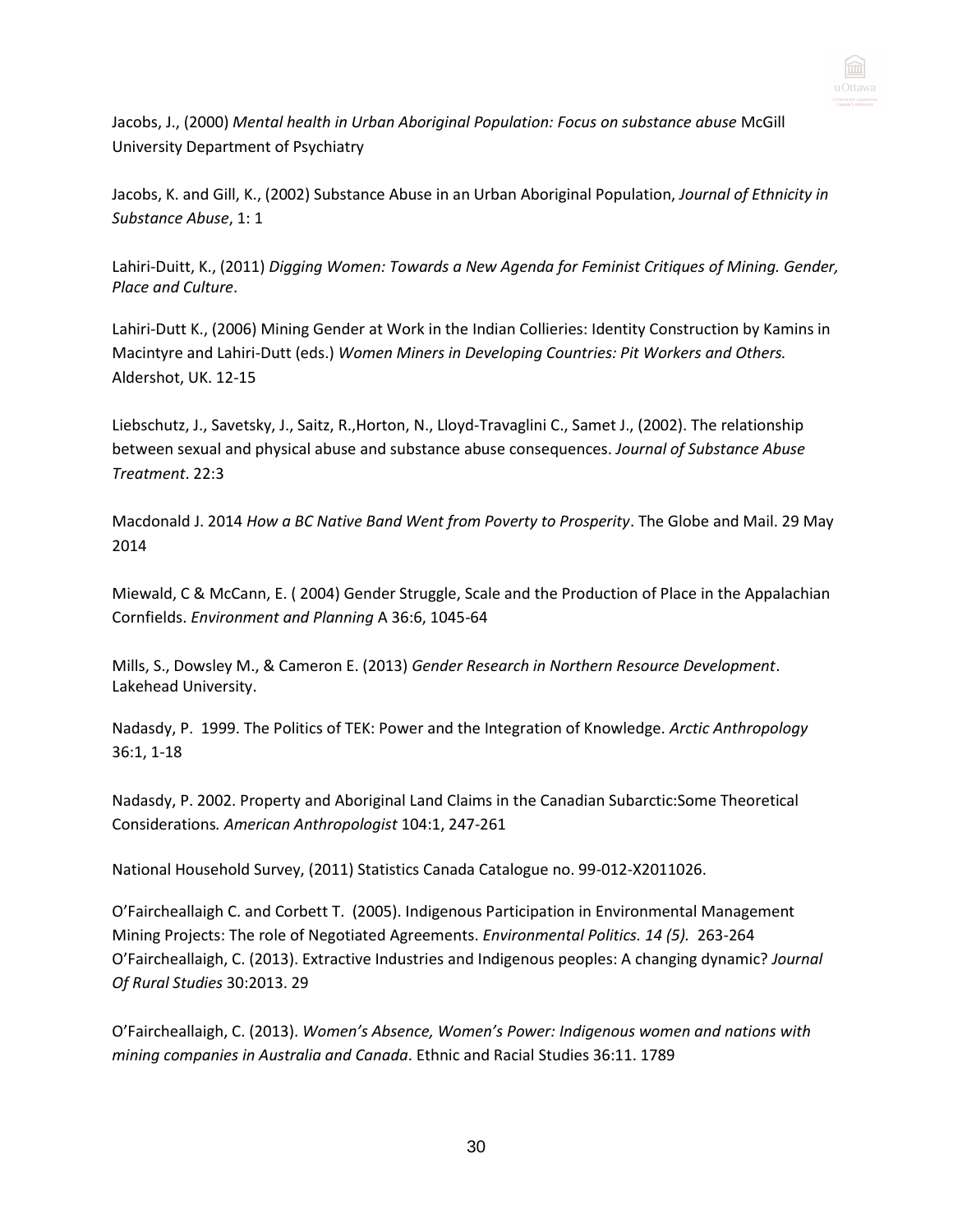Jacobs, J., (2000) *Mental health in Urban Aboriginal Population: Focus on substance abuse* McGill University Department of Psychiatry

Jacobs, K. and Gill, K., (2002) Substance Abuse in an Urban Aboriginal Population, *Journal of Ethnicity in Substance Abuse*, 1: 1

Lahiri-Duitt, K., (2011) *Digging Women: Towards a New Agenda for Feminist Critiques of Mining. Gender, Place and Culture*.

Lahiri-Dutt K., (2006) Mining Gender at Work in the Indian Collieries: Identity Construction by Kamins in Macintyre and Lahiri-Dutt (eds.) *Women Miners in Developing Countries: Pit Workers and Others.* Aldershot, UK. 12-15

Liebschutz, J., Savetsky, J., Saitz, R.,Horton, N., Lloyd-Travaglini C., Samet J., (2002). The relationship between sexual and physical abuse and substance abuse consequences. *Journal of Substance Abuse Treatment*. 22:3

Macdonald J. 2014 *How a BC Native Band Went from Poverty to Prosperity*. The Globe and Mail. 29 May 2014

Miewald, C & McCann, E. ( 2004) Gender Struggle, Scale and the Production of Place in the Appalachian Cornfields. *Environment and Planning* A 36:6, 1045-64

Mills, S., Dowsley M., & Cameron E. (2013) *Gender Research in Northern Resource Development*. Lakehead University.

Nadasdy, P. 1999. The Politics of TEK: Power and the Integration of Knowledge. *Arctic Anthropology* 36:1, 1-18

Nadasdy, P. 2002. Property and Aboriginal Land Claims in the Canadian Subarctic:Some Theoretical Considerations*. American Anthropologist* 104:1, 247-261

National Household Survey, (2011) Statistics Canada Catalogue no. 99-012-X2011026.

O'Faircheallaigh C. and Corbett T. (2005). Indigenous Participation in Environmental Management Mining Projects: The role of Negotiated Agreements. *Environmental Politics. 14 (5).* 263-264
O'Faircheallaigh, C. (2013). Extractive Industries and Indigenous peoples: A changing dynamic? *Journal Of Rural Studies* 30:2013. 29

O'Faircheallaigh, C. (2013). *Women's Absence, Women's Power: Indigenous women and nations with mining companies in Australia and Canada*. Ethnic and Racial Studies 36:11. 1789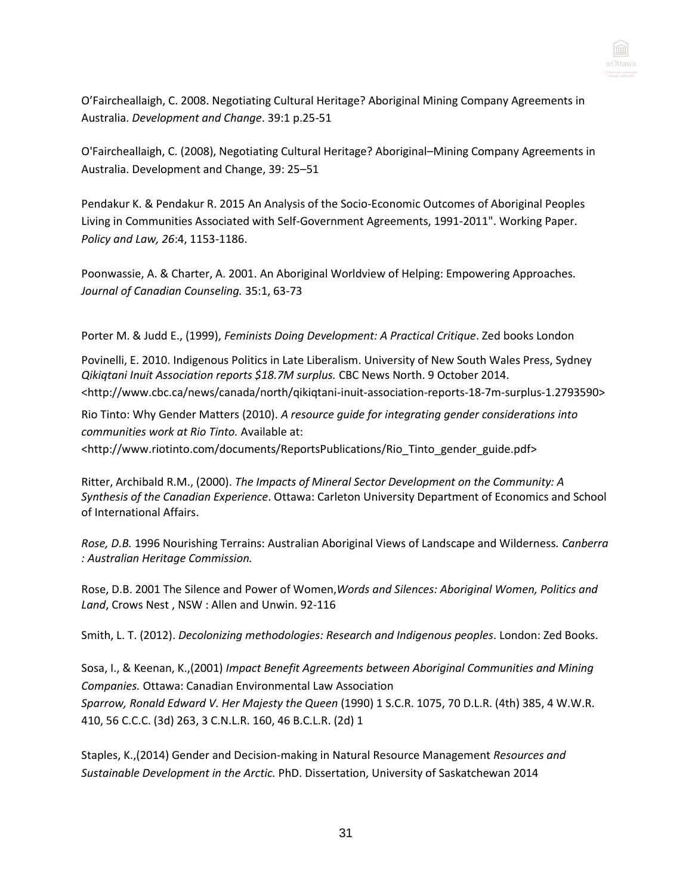O'Faircheallaigh, C. 2008. Negotiating Cultural Heritage? Aboriginal Mining Company Agreements in Australia. *Development and Change*. 39:1 p.25-51

O'Faircheallaigh, C. (2008), Negotiating Cultural Heritage? Aboriginal–Mining Company Agreements in Australia. Development and Change, 39: 25–51

Pendakur K. & Pendakur R. 2015 An Analysis of the Socio-Economic Outcomes of Aboriginal Peoples Living in Communities Associated with Self-Government Agreements, 1991-2011". Working Paper. *Policy and Law, 26*:4, 1153-1186.

Poonwassie, A. & Charter, A. 2001. An Aboriginal Worldview of Helping: Empowering Approaches. *Journal of Canadian Counseling.* 35:1, 63-73

Porter M. & Judd E., (1999), *Feminists Doing Development: A Practical Critique*. Zed books London

Povinelli, E. 2010. Indigenous Politics in Late Liberalism. University of New South Wales Press, Sydney
*Qikiqtani Inuit Association reports $18.7M surplus.* CBC News North. 9 October 2014. <http://www.cbc.ca/news/canada/north/qikiqtani-inuit-association-reports-18-7m-surplus-1.2793590>

Rio Tinto: Why Gender Matters (2010). *A resource guide for integrating gender considerations into communities work at Rio Tinto.* Available at: <http://www.riotinto.com/documents/ReportsPublications/Rio_Tinto_gender_guide.pdf>

Ritter, Archibald R.M., (2000). *The Impacts of Mineral Sector Development on the Community: A Synthesis of the Canadian Experience*. Ottawa: Carleton University Department of Economics and School of International Affairs.

*Rose, D.B.* 1996 Nourishing Terrains: Australian Aboriginal Views of Landscape and Wilderness. *Canberra : Australian Heritage Commission.*

Rose, D.B. 2001 The Silence and Power of Women,*Words and Silences: Aboriginal Women, Politics and Land*, Crows Nest , NSW : Allen and Unwin. 92-116

Smith, L. T. (2012). *Decolonizing methodologies: Research and Indigenous peoples*. London: Zed Books.

Sosa, I., & Keenan, K.,(2001) *Impact Benefit Agreements between Aboriginal Communities and Mining Companies.* Ottawa: Canadian Environmental Law Association
*Sparrow, Ronald Edward V. Her Majesty the Queen* (1990) 1 S.C.R. 1075, 70 D.L.R. (4th) 385, 4 W.W.R. 410, 56 C.C.C. (3d) 263, 3 C.N.L.R. 160, 46 B.C.L.R. (2d) 1

Staples, K.,(2014) Gender and Decision-making in Natural Resource Management *Resources and Sustainable Development in the Arctic.* PhD. Dissertation, University of Saskatchewan 2014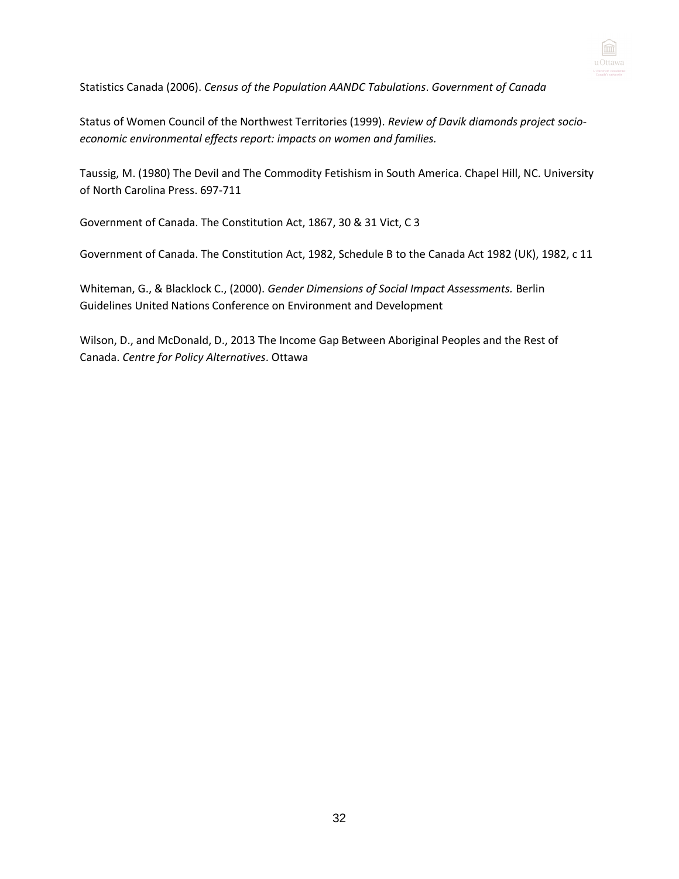Statistics Canada (2006). *Census of the Population AANDC Tabulations*. *Government of Canada*

Status of Women Council of the Northwest Territories (1999). *Review of Davik diamonds project socio-economic environmental effects report: impacts on women and families.*

Taussig, M. (1980) The Devil and The Commodity Fetishism in South America. Chapel Hill, NC. University of North Carolina Press. 697-711

Government of Canada. The Constitution Act, 1867, 30 & 31 Vict, C 3

Government of Canada. The Constitution Act, 1982, Schedule B to the Canada Act 1982 (UK), 1982, c 11

Whiteman, G., & Blacklock C., (2000). *Gender Dimensions of Social Impact Assessments.* Berlin Guidelines United Nations Conference on Environment and Development

Wilson, D., and McDonald, D., 2013 The Income Gap Between Aboriginal Peoples and the Rest of Canada. *Centre for Policy Alternatives*. Ottawa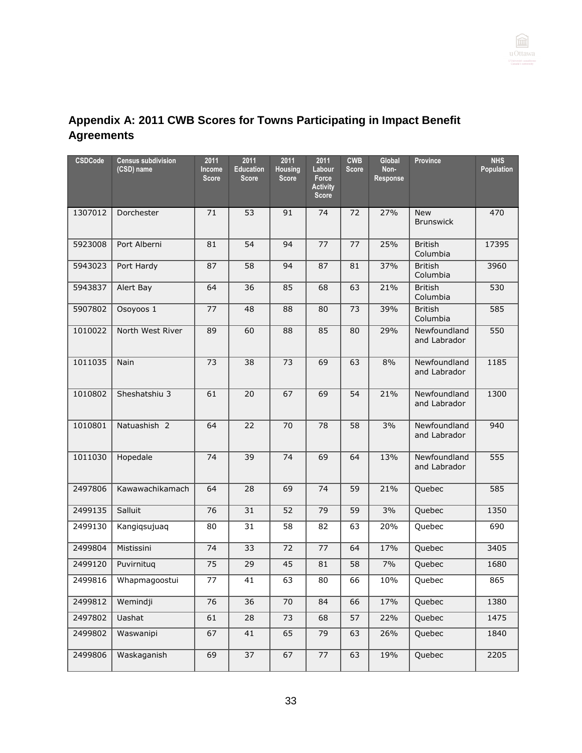## Appendix A: 2011 CWB Scores for Towns Participating in Impact Benefit Agreements

| CSDCode | Census subdivision (CSD) name | 2011 Income Score | 2011 Education Score | 2011 Housing Score | 2011 Labour Force Activity Score | CWB Score | Global Non-Response | Province | NHS Population |
|---|---|---|---|---|---|---|---|---|---|
| 1307012 | Dorchester | 71 | 53 | 91 | 74 | 72 | 27% | New Brunswick | 470 |
| 5923008 | Port Alberni | 81 | 54 | 94 | 77 | 77 | 25% | British Columbia | 17395 |
| 5943023 | Port Hardy | 87 | 58 | 94 | 87 | 81 | 37% | British Columbia | 3960 |
| 5943837 | Alert Bay | 64 | 36 | 85 | 68 | 63 | 21% | British Columbia | 530 |
| 5907802 | Osoyoos 1 | 77 | 48 | 88 | 80 | 73 | 39% | British Columbia | 585 |
| 1010022 | North West River | 89 | 60 | 88 | 85 | 80 | 29% | Newfoundland and Labrador | 550 |
| 1011035 | Nain | 73 | 38 | 73 | 69 | 63 | 8% | Newfoundland and Labrador | 1185 |
| 1010802 | Sheshatshiu 3 | 61 | 20 | 67 | 69 | 54 | 21% | Newfoundland and Labrador | 1300 |
| 1010801 | Natuashish 2 | 64 | 22 | 70 | 78 | 58 | 3% | Newfoundland and Labrador | 940 |
| 1011030 | Hopedale | 74 | 39 | 74 | 69 | 64 | 13% | Newfoundland and Labrador | 555 |
| 2497806 | Kawawachikamach | 64 | 28 | 69 | 74 | 59 | 21% | Quebec | 585 |
| 2499135 | Salluit | 76 | 31 | 52 | 79 | 59 | 3% | Quebec | 1350 |
| 2499130 | Kangiqsujuaq | 80 | 31 | 58 | 82 | 63 | 20% | Quebec | 690 |
| 2499804 | Mistissini | 74 | 33 | 72 | 77 | 64 | 17% | Quebec | 3405 |
| 2499120 | Puvirnituq | 75 | 29 | 45 | 81 | 58 | 7% | Quebec | 1680 |
| 2499816 | Whapmagoostui | 77 | 41 | 63 | 80 | 66 | 10% | Quebec | 865 |
| 2499812 | Wemindji | 76 | 36 | 70 | 84 | 66 | 17% | Quebec | 1380 |
| 2497802 | Uashat | 61 | 28 | 73 | 68 | 57 | 22% | Quebec | 1475 |
| 2499802 | Waswanipi | 67 | 41 | 65 | 79 | 63 | 26% | Quebec | 1840 |
| 2499806 | Waskaganish | 69 | 37 | 67 | 77 | 63 | 19% | Quebec | 2205 |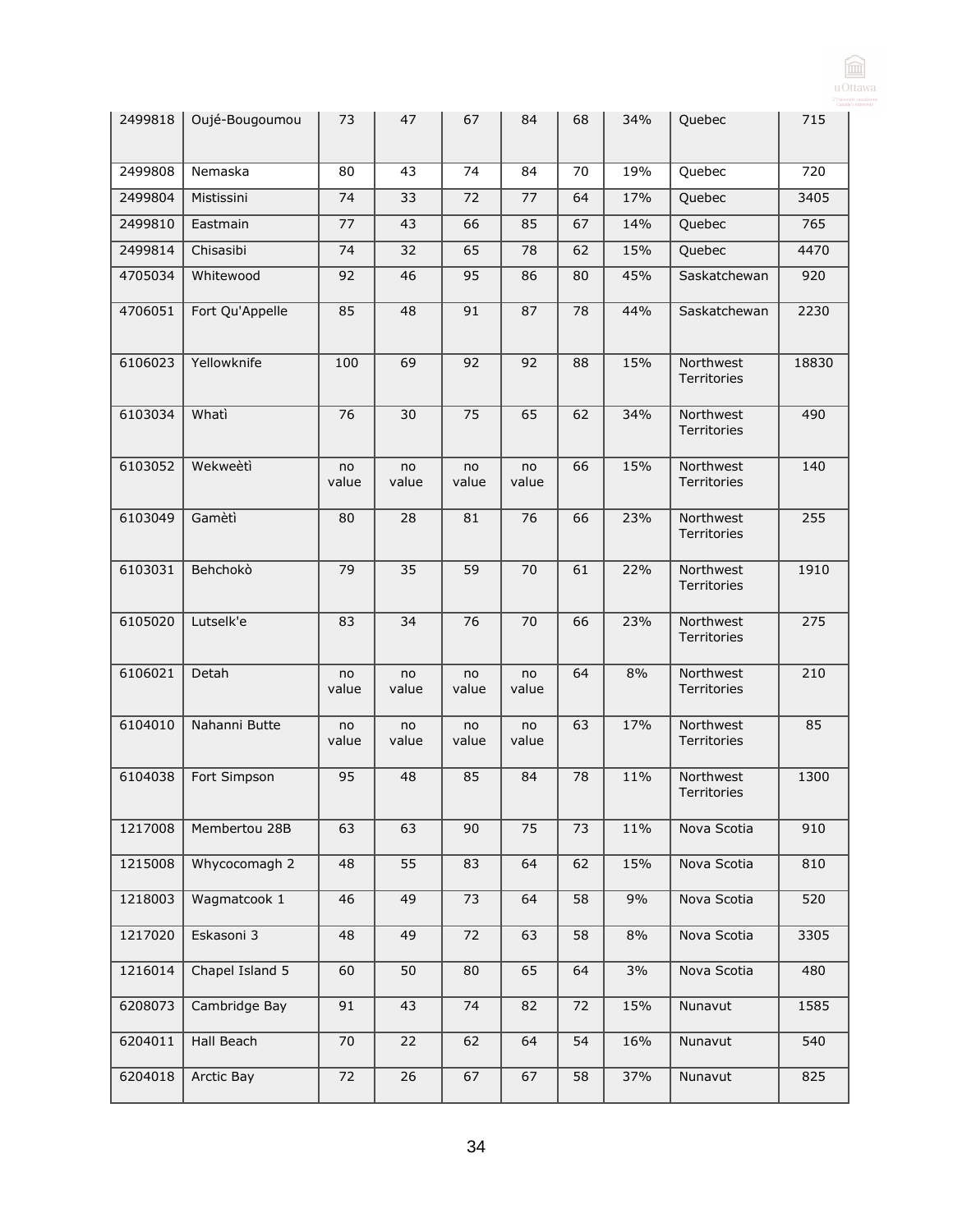| | | | | | | | | | |
|---|---|---|---|---|---|---|---|---|---|
| 2499818 | Oujé-Bougoumou | 73 | 47 | 67 | 84 | 68 | 34% | Quebec | 715 |
| 2499808 | Nemaska | 80 | 43 | 74 | 84 | 70 | 19% | Quebec | 720 |
| 2499804 | Mistissini | 74 | 33 | 72 | 77 | 64 | 17% | Quebec | 3405 |
| 2499810 | Eastmain | 77 | 43 | 66 | 85 | 67 | 14% | Quebec | 765 |
| 2499814 | Chisasibi | 74 | 32 | 65 | 78 | 62 | 15% | Quebec | 4470 |
| 4705034 | Whitewood | 92 | 46 | 95 | 86 | 80 | 45% | Saskatchewan | 920 |
| 4706051 | Fort Qu'Appelle | 85 | 48 | 91 | 87 | 78 | 44% | Saskatchewan | 2230 |
| 6106023 | Yellowknife | 100 | 69 | 92 | 92 | 88 | 15% | Northwest Territories | 18830 |
| 6103034 | Whatì | 76 | 30 | 75 | 65 | 62 | 34% | Northwest Territories | 490 |
| 6103052 | Wekweètì | no value | no value | no value | no value | 66 | 15% | Northwest Territories | 140 |
| 6103049 | Gamètì | 80 | 28 | 81 | 76 | 66 | 23% | Northwest Territories | 255 |
| 6103031 | Behchokò | 79 | 35 | 59 | 70 | 61 | 22% | Northwest Territories | 1910 |
| 6105020 | Lutselk'e | 83 | 34 | 76 | 70 | 66 | 23% | Northwest Territories | 275 |
| 6106021 | Detah | no value | no value | no value | no value | 64 | 8% | Northwest Territories | 210 |
| 6104010 | Nahanni Butte | no value | no value | no value | no value | 63 | 17% | Northwest Territories | 85 |
| 6104038 | Fort Simpson | 95 | 48 | 85 | 84 | 78 | 11% | Northwest Territories | 1300 |
| 1217008 | Membertou 28B | 63 | 63 | 90 | 75 | 73 | 11% | Nova Scotia | 910 |
| 1215008 | Whycocomagh 2 | 48 | 55 | 83 | 64 | 62 | 15% | Nova Scotia | 810 |
| 1218003 | Wagmatcook 1 | 46 | 49 | 73 | 64 | 58 | 9% | Nova Scotia | 520 |
| 1217020 | Eskasoni 3 | 48 | 49 | 72 | 63 | 58 | 8% | Nova Scotia | 3305 |
| 1216014 | Chapel Island 5 | 60 | 50 | 80 | 65 | 64 | 3% | Nova Scotia | 480 |
| 6208073 | Cambridge Bay | 91 | 43 | 74 | 82 | 72 | 15% | Nunavut | 1585 |
| 6204011 | Hall Beach | 70 | 22 | 62 | 64 | 54 | 16% | Nunavut | 540 |
| 6204018 | Arctic Bay | 72 | 26 | 67 | 67 | 58 | 37% | Nunavut | 825 |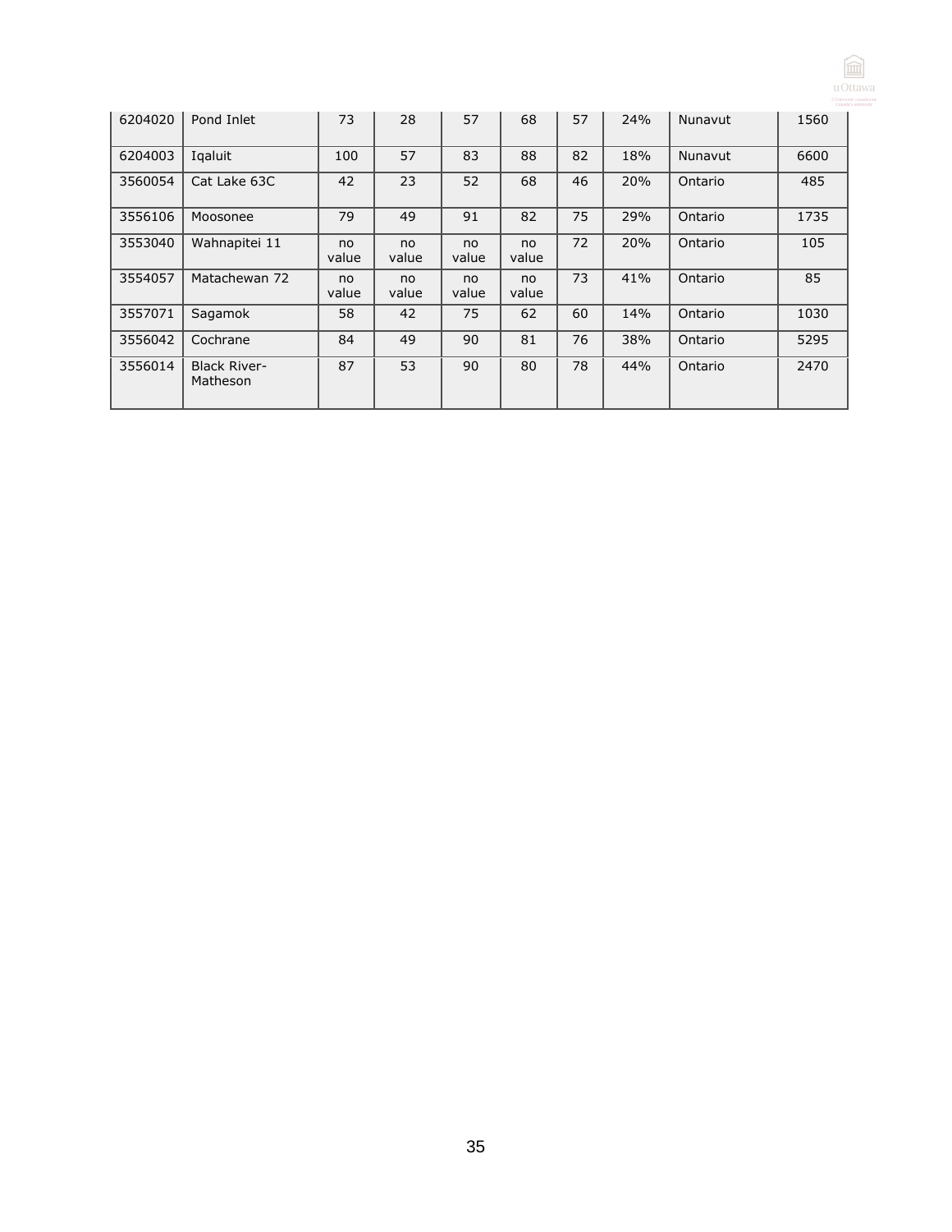| | | | | | | | | | |
|---|---|---|---|---|---|---|---|---|---|
| 6204020 | Pond Inlet | 73 | 28 | 57 | 68 | 57 | 24% | Nunavut | 1560 |
| 6204003 | Iqaluit | 100 | 57 | 83 | 88 | 82 | 18% | Nunavut | 6600 |
| 3560054 | Cat Lake 63C | 42 | 23 | 52 | 68 | 46 | 20% | Ontario | 485 |
| 3556106 | Moosonee | 79 | 49 | 91 | 82 | 75 | 29% | Ontario | 1735 |
| 3553040 | Wahnapitei 11 | no value | no value | no value | no value | 72 | 20% | Ontario | 105 |
| 3554057 | Matachewan 72 | no value | no value | no value | no value | 73 | 41% | Ontario | 85 |
| 3557071 | Sagamok | 58 | 42 | 75 | 62 | 60 | 14% | Ontario | 1030 |
| 3556042 | Cochrane | 84 | 49 | 90 | 81 | 76 | 38% | Ontario | 5295 |
| 3556014 | Black River-Matheson | 87 | 53 | 90 | 80 | 78 | 44% | Ontario | 2470 |